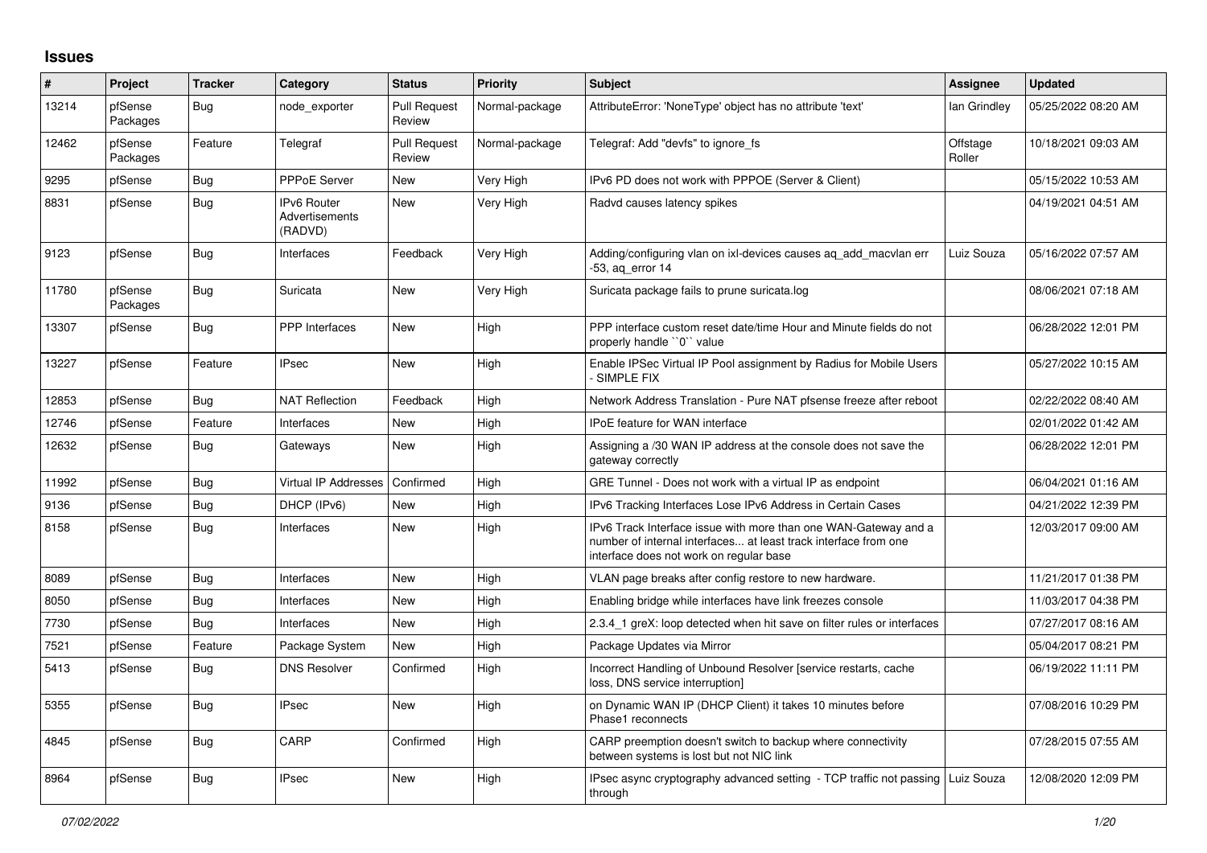## Issues

| # | Project | Tracker | Category | Status | Priority | Subject | Assignee | Updated |
|---|---|---|---|---|---|---|---|---|
| 13214 | pfSense Packages | Bug | node_exporter | Pull Request Review | Normal-package | AttributeError: 'NoneType' object has no attribute 'text' | Ian Grindley | 05/25/2022 08:20 AM |
| 12462 | pfSense Packages | Feature | Telegraf | Pull Request Review | Normal-package | Telegraf: Add "devfs" to ignore_fs | Offstage Roller | 10/18/2021 09:03 AM |
| 9295 | pfSense | Bug | PPPoE Server | New | Very High | IPv6 PD does not work with PPPOE (Server & Client) | | 05/15/2022 10:53 AM |
| 8831 | pfSense | Bug | IPv6 Router Advertisements (RADVD) | New | Very High | Radvd causes latency spikes | | 04/19/2021 04:51 AM |
| 9123 | pfSense | Bug | Interfaces | Feedback | Very High | Adding/configuring vlan on ixl-devices causes aq_add_macvlan err -53, aq_error 14 | Luiz Souza | 05/16/2022 07:57 AM |
| 11780 | pfSense Packages | Bug | Suricata | New | Very High | Suricata package fails to prune suricata.log | | 08/06/2021 07:18 AM |
| 13307 | pfSense | Bug | PPP Interfaces | New | High | PPP interface custom reset date/time Hour and Minute fields do not properly handle ``0`` value | | 06/28/2022 12:01 PM |
| 13227 | pfSense | Feature | IPsec | New | High | Enable IPSec Virtual IP Pool assignment by Radius for Mobile Users - SIMPLE FIX | | 05/27/2022 10:15 AM |
| 12853 | pfSense | Bug | NAT Reflection | Feedback | High | Network Address Translation - Pure NAT pfsense freeze after reboot | | 02/22/2022 08:40 AM |
| 12746 | pfSense | Feature | Interfaces | New | High | IPoE feature for WAN interface | | 02/01/2022 01:42 AM |
| 12632 | pfSense | Bug | Gateways | New | High | Assigning a /30 WAN IP address at the console does not save the gateway correctly | | 06/28/2022 12:01 PM |
| 11992 | pfSense | Bug | Virtual IP Addresses | Confirmed | High | GRE Tunnel - Does not work with a virtual IP as endpoint | | 06/04/2021 01:16 AM |
| 9136 | pfSense | Bug | DHCP (IPv6) | New | High | IPv6 Tracking Interfaces Lose IPv6 Address in Certain Cases | | 04/21/2022 12:39 PM |
| 8158 | pfSense | Bug | Interfaces | New | High | IPv6 Track Interface issue with more than one WAN-Gateway and a number of internal interfaces... at least track interface from one interface does not work on regular base | | 12/03/2017 09:00 AM |
| 8089 | pfSense | Bug | Interfaces | New | High | VLAN page breaks after config restore to new hardware. | | 11/21/2017 01:38 PM |
| 8050 | pfSense | Bug | Interfaces | New | High | Enabling bridge while interfaces have link freezes console | | 11/03/2017 04:38 PM |
| 7730 | pfSense | Bug | Interfaces | New | High | 2.3.4_1 greX: loop detected when hit save on filter rules or interfaces | | 07/27/2017 08:16 AM |
| 7521 | pfSense | Feature | Package System | New | High | Package Updates via Mirror | | 05/04/2017 08:21 PM |
| 5413 | pfSense | Bug | DNS Resolver | Confirmed | High | Incorrect Handling of Unbound Resolver [service restarts, cache loss, DNS service interruption] | | 06/19/2022 11:11 PM |
| 5355 | pfSense | Bug | IPsec | New | High | on Dynamic WAN IP (DHCP Client) it takes 10 minutes before Phase1 reconnects | | 07/08/2016 10:29 PM |
| 4845 | pfSense | Bug | CARP | Confirmed | High | CARP preemption doesn't switch to backup where connectivity between systems is lost but not NIC link | | 07/28/2015 07:55 AM |
| 8964 | pfSense | Bug | IPsec | New | High | IPsec async cryptography advanced setting - TCP traffic not passing through | Luiz Souza | 12/08/2020 12:09 PM |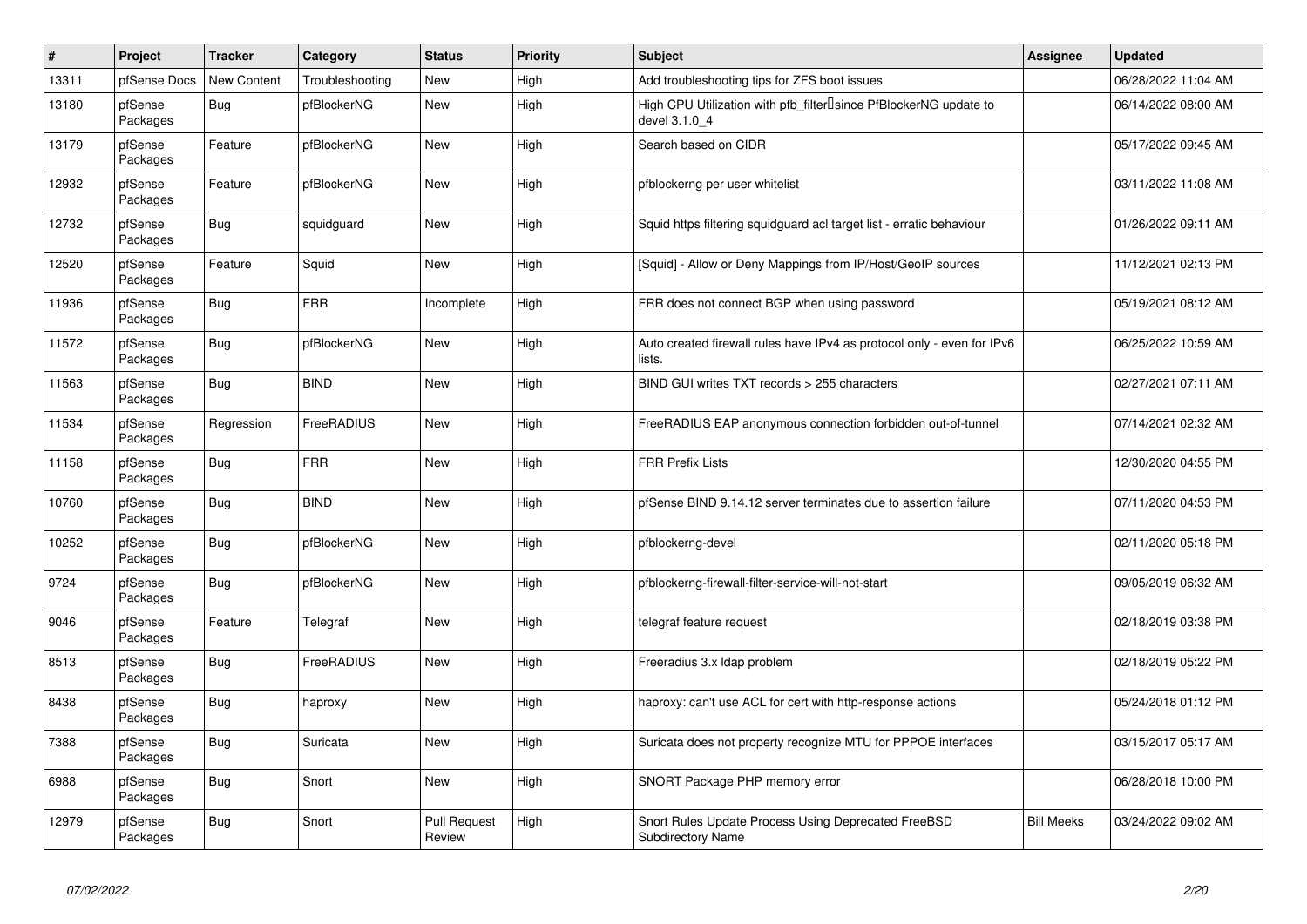| # | Project | Tracker | Category | Status | Priority | Subject | Assignee | Updated |
|---|---|---|---|---|---|---|---|---|
| 13311 | pfSense Docs | New Content | Troubleshooting | New | High | Add troubleshooting tips for ZFS boot issues | | 06/28/2022 11:04 AM |
| 13180 | pfSense Packages | Bug | pfBlockerNG | New | High | High CPU Utilization with pfb_filter since PfBlockerNG update to devel 3.1.0_4 | | 06/14/2022 08:00 AM |
| 13179 | pfSense Packages | Feature | pfBlockerNG | New | High | Search based on CIDR | | 05/17/2022 09:45 AM |
| 12932 | pfSense Packages | Feature | pfBlockerNG | New | High | pfblockerng per user whitelist | | 03/11/2022 11:08 AM |
| 12732 | pfSense Packages | Bug | squidguard | New | High | Squid https filtering squidguard acl target list - erratic behaviour | | 01/26/2022 09:11 AM |
| 12520 | pfSense Packages | Feature | Squid | New | High | [Squid] - Allow or Deny Mappings from IP/Host/GeoIP sources | | 11/12/2021 02:13 PM |
| 11936 | pfSense Packages | Bug | FRR | Incomplete | High | FRR does not connect BGP when using password | | 05/19/2021 08:12 AM |
| 11572 | pfSense Packages | Bug | pfBlockerNG | New | High | Auto created firewall rules have IPv4 as protocol only - even for IPv6 lists. | | 06/25/2022 10:59 AM |
| 11563 | pfSense Packages | Bug | BIND | New | High | BIND GUI writes TXT records > 255 characters | | 02/27/2021 07:11 AM |
| 11534 | pfSense Packages | Regression | FreeRADIUS | New | High | FreeRADIUS EAP anonymous connection forbidden out-of-tunnel | | 07/14/2021 02:32 AM |
| 11158 | pfSense Packages | Bug | FRR | New | High | FRR Prefix Lists | | 12/30/2020 04:55 PM |
| 10760 | pfSense Packages | Bug | BIND | New | High | pfSense BIND 9.14.12 server terminates due to assertion failure | | 07/11/2020 04:53 PM |
| 10252 | pfSense Packages | Bug | pfBlockerNG | New | High | pfblockerng-devel | | 02/11/2020 05:18 PM |
| 9724 | pfSense Packages | Bug | pfBlockerNG | New | High | pfblockerng-firewall-filter-service-will-not-start | | 09/05/2019 06:32 AM |
| 9046 | pfSense Packages | Feature | Telegraf | New | High | telegraf feature request | | 02/18/2019 03:38 PM |
| 8513 | pfSense Packages | Bug | FreeRADIUS | New | High | Freeradius 3.x ldap problem | | 02/18/2019 05:22 PM |
| 8438 | pfSense Packages | Bug | haproxy | New | High | haproxy: can't use ACL for cert with http-response actions | | 05/24/2018 01:12 PM |
| 7388 | pfSense Packages | Bug | Suricata | New | High | Suricata does not property recognize MTU for PPPOE interfaces | | 03/15/2017 05:17 AM |
| 6988 | pfSense Packages | Bug | Snort | New | High | SNORT Package PHP memory error | | 06/28/2018 10:00 PM |
| 12979 | pfSense Packages | Bug | Snort | Pull Request Review | High | Snort Rules Update Process Using Deprecated FreeBSD Subdirectory Name | Bill Meeks | 03/24/2022 09:02 AM |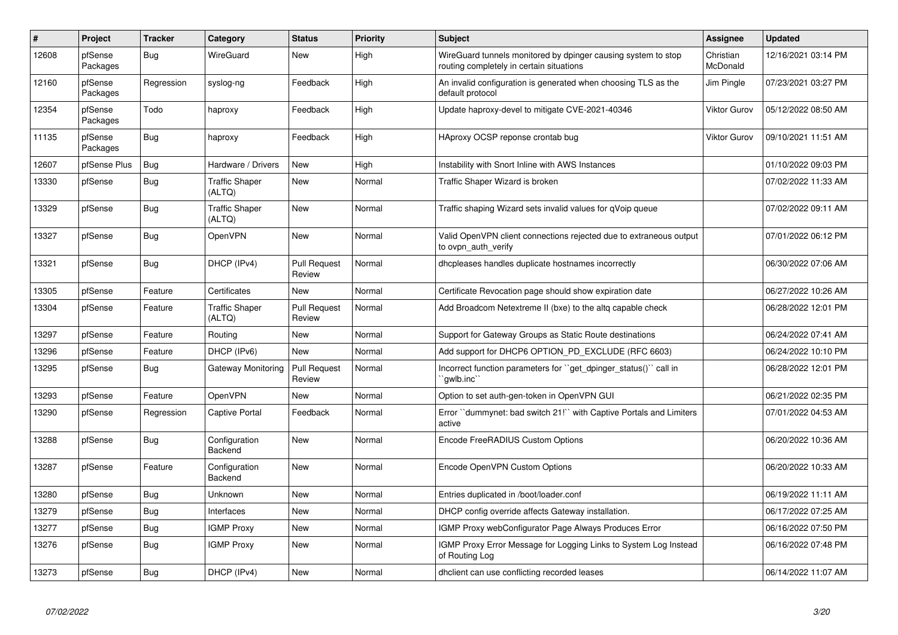| # | Project | Tracker | Category | Status | Priority | Subject | Assignee | Updated |
|---|---|---|---|---|---|---|---|---|
| 12608 | pfSense Packages | Bug | WireGuard | New | High | WireGuard tunnels monitored by dpinger causing system to stop routing completely in certain situations | Christian McDonald | 12/16/2021 03:14 PM |
| 12160 | pfSense Packages | Regression | syslog-ng | Feedback | High | An invalid configuration is generated when choosing TLS as the default protocol | Jim Pingle | 07/23/2021 03:27 PM |
| 12354 | pfSense Packages | Todo | haproxy | Feedback | High | Update haproxy-devel to mitigate CVE-2021-40346 | Viktor Gurov | 05/12/2022 08:50 AM |
| 11135 | pfSense Packages | Bug | haproxy | Feedback | High | HAproxy OCSP reponse crontab bug | Viktor Gurov | 09/10/2021 11:51 AM |
| 12607 | pfSense Plus | Bug | Hardware / Drivers | New | High | Instability with Snort Inline with AWS Instances | | 01/10/2022 09:03 PM |
| 13330 | pfSense | Bug | Traffic Shaper (ALTQ) | New | Normal | Traffic Shaper Wizard is broken | | 07/02/2022 11:33 AM |
| 13329 | pfSense | Bug | Traffic Shaper (ALTQ) | New | Normal | Traffic shaping Wizard sets invalid values for qVoip queue | | 07/02/2022 09:11 AM |
| 13327 | pfSense | Bug | OpenVPN | New | Normal | Valid OpenVPN client connections rejected due to extraneous output to ovpn_auth_verify | | 07/01/2022 06:12 PM |
| 13321 | pfSense | Bug | DHCP (IPv4) | Pull Request Review | Normal | dhcpleases handles duplicate hostnames incorrectly | | 06/30/2022 07:06 AM |
| 13305 | pfSense | Feature | Certificates | New | Normal | Certificate Revocation page should show expiration date | | 06/27/2022 10:26 AM |
| 13304 | pfSense | Feature | Traffic Shaper (ALTQ) | Pull Request Review | Normal | Add Broadcom Netextreme II (bxe) to the altq capable check | | 06/28/2022 12:01 PM |
| 13297 | pfSense | Feature | Routing | New | Normal | Support for Gateway Groups as Static Route destinations | | 06/24/2022 07:41 AM |
| 13296 | pfSense | Feature | DHCP (IPv6) | New | Normal | Add support for DHCP6 OPTION_PD_EXCLUDE (RFC 6603) | | 06/24/2022 10:10 PM |
| 13295 | pfSense | Bug | Gateway Monitoring | Pull Request Review | Normal | Incorrect function parameters for ``get_dpinger_status()`` call in ``gwlb.inc`` | | 06/28/2022 12:01 PM |
| 13293 | pfSense | Feature | OpenVPN | New | Normal | Option to set auth-gen-token in OpenVPN GUI | | 06/21/2022 02:35 PM |
| 13290 | pfSense | Regression | Captive Portal | Feedback | Normal | Error ``dummynet: bad switch 21!`` with Captive Portals and Limiters active | | 07/01/2022 04:53 AM |
| 13288 | pfSense | Bug | Configuration Backend | New | Normal | Encode FreeRADIUS Custom Options | | 06/20/2022 10:36 AM |
| 13287 | pfSense | Feature | Configuration Backend | New | Normal | Encode OpenVPN Custom Options | | 06/20/2022 10:33 AM |
| 13280 | pfSense | Bug | Unknown | New | Normal | Entries duplicated in /boot/loader.conf | | 06/19/2022 11:11 AM |
| 13279 | pfSense | Bug | Interfaces | New | Normal | DHCP config override affects Gateway installation. | | 06/17/2022 07:25 AM |
| 13277 | pfSense | Bug | IGMP Proxy | New | Normal | IGMP Proxy webConfigurator Page Always Produces Error | | 06/16/2022 07:50 PM |
| 13276 | pfSense | Bug | IGMP Proxy | New | Normal | IGMP Proxy Error Message for Logging Links to System Log Instead of Routing Log | | 06/16/2022 07:48 PM |
| 13273 | pfSense | Bug | DHCP (IPv4) | New | Normal | dhclient can use conflicting recorded leases | | 06/14/2022 11:07 AM |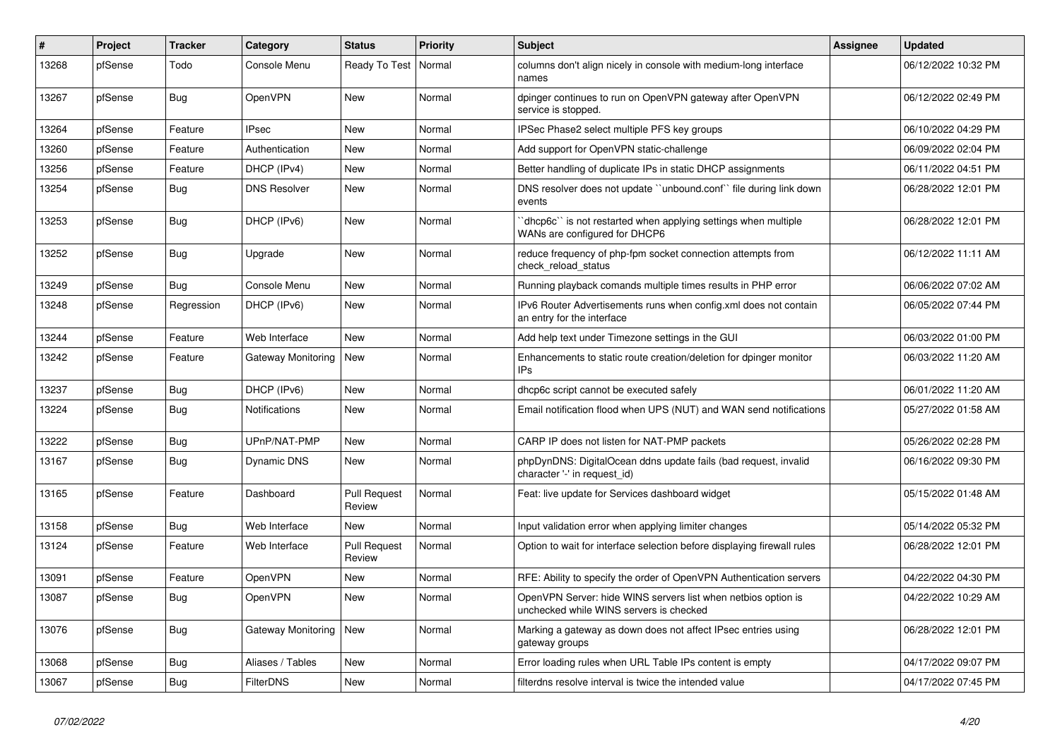| # | Project | Tracker | Category | Status | Priority | Subject | Assignee | Updated |
|---|---|---|---|---|---|---|---|---|
| 13268 | pfSense | Todo | Console Menu | Ready To Test | Normal | columns don't align nicely in console with medium-long interface names | | 06/12/2022 10:32 PM |
| 13267 | pfSense | Bug | OpenVPN | New | Normal | dpinger continues to run on OpenVPN gateway after OpenVPN service is stopped. | | 06/12/2022 02:49 PM |
| 13264 | pfSense | Feature | IPsec | New | Normal | IPSec Phase2 select multiple PFS key groups | | 06/10/2022 04:29 PM |
| 13260 | pfSense | Feature | Authentication | New | Normal | Add support for OpenVPN static-challenge | | 06/09/2022 02:04 PM |
| 13256 | pfSense | Feature | DHCP (IPv4) | New | Normal | Better handling of duplicate IPs in static DHCP assignments | | 06/11/2022 04:51 PM |
| 13254 | pfSense | Bug | DNS Resolver | New | Normal | DNS resolver does not update ``unbound.conf`` file during link down events | | 06/28/2022 12:01 PM |
| 13253 | pfSense | Bug | DHCP (IPv6) | New | Normal | ``dhcp6c`` is not restarted when applying settings when multiple WANs are configured for DHCP6 | | 06/28/2022 12:01 PM |
| 13252 | pfSense | Bug | Upgrade | New | Normal | reduce frequency of php-fpm socket connection attempts from check_reload_status | | 06/12/2022 11:11 AM |
| 13249 | pfSense | Bug | Console Menu | New | Normal | Running playback comands multiple times results in PHP error | | 06/06/2022 07:02 AM |
| 13248 | pfSense | Regression | DHCP (IPv6) | New | Normal | IPv6 Router Advertisements runs when config.xml does not contain an entry for the interface | | 06/05/2022 07:44 PM |
| 13244 | pfSense | Feature | Web Interface | New | Normal | Add help text under Timezone settings in the GUI | | 06/03/2022 01:00 PM |
| 13242 | pfSense | Feature | Gateway Monitoring | New | Normal | Enhancements to static route creation/deletion for dpinger monitor IPs | | 06/03/2022 11:20 AM |
| 13237 | pfSense | Bug | DHCP (IPv6) | New | Normal | dhcp6c script cannot be executed safely | | 06/01/2022 11:20 AM |
| 13224 | pfSense | Bug | Notifications | New | Normal | Email notification flood when UPS (NUT) and WAN send notifications | | 05/27/2022 01:58 AM |
| 13222 | pfSense | Bug | UPnP/NAT-PMP | New | Normal | CARP IP does not listen for NAT-PMP packets | | 05/26/2022 02:28 PM |
| 13167 | pfSense | Bug | Dynamic DNS | New | Normal | phpDynDNS: DigitalOcean ddns update fails (bad request, invalid character '-' in request_id) | | 06/16/2022 09:30 PM |
| 13165 | pfSense | Feature | Dashboard | Pull Request Review | Normal | Feat: live update for Services dashboard widget | | 05/15/2022 01:48 AM |
| 13158 | pfSense | Bug | Web Interface | New | Normal | Input validation error when applying limiter changes | | 05/14/2022 05:32 PM |
| 13124 | pfSense | Feature | Web Interface | Pull Request Review | Normal | Option to wait for interface selection before displaying firewall rules | | 06/28/2022 12:01 PM |
| 13091 | pfSense | Feature | OpenVPN | New | Normal | RFE: Ability to specify the order of OpenVPN Authentication servers | | 04/22/2022 04:30 PM |
| 13087 | pfSense | Bug | OpenVPN | New | Normal | OpenVPN Server: hide WINS servers list when netbios option is unchecked while WINS servers is checked | | 04/22/2022 10:29 AM |
| 13076 | pfSense | Bug | Gateway Monitoring | New | Normal | Marking a gateway as down does not affect IPsec entries using gateway groups | | 06/28/2022 12:01 PM |
| 13068 | pfSense | Bug | Aliases / Tables | New | Normal | Error loading rules when URL Table IPs content is empty | | 04/17/2022 09:07 PM |
| 13067 | pfSense | Bug | FilterDNS | New | Normal | filterdns resolve interval is twice the intended value | | 04/17/2022 07:45 PM |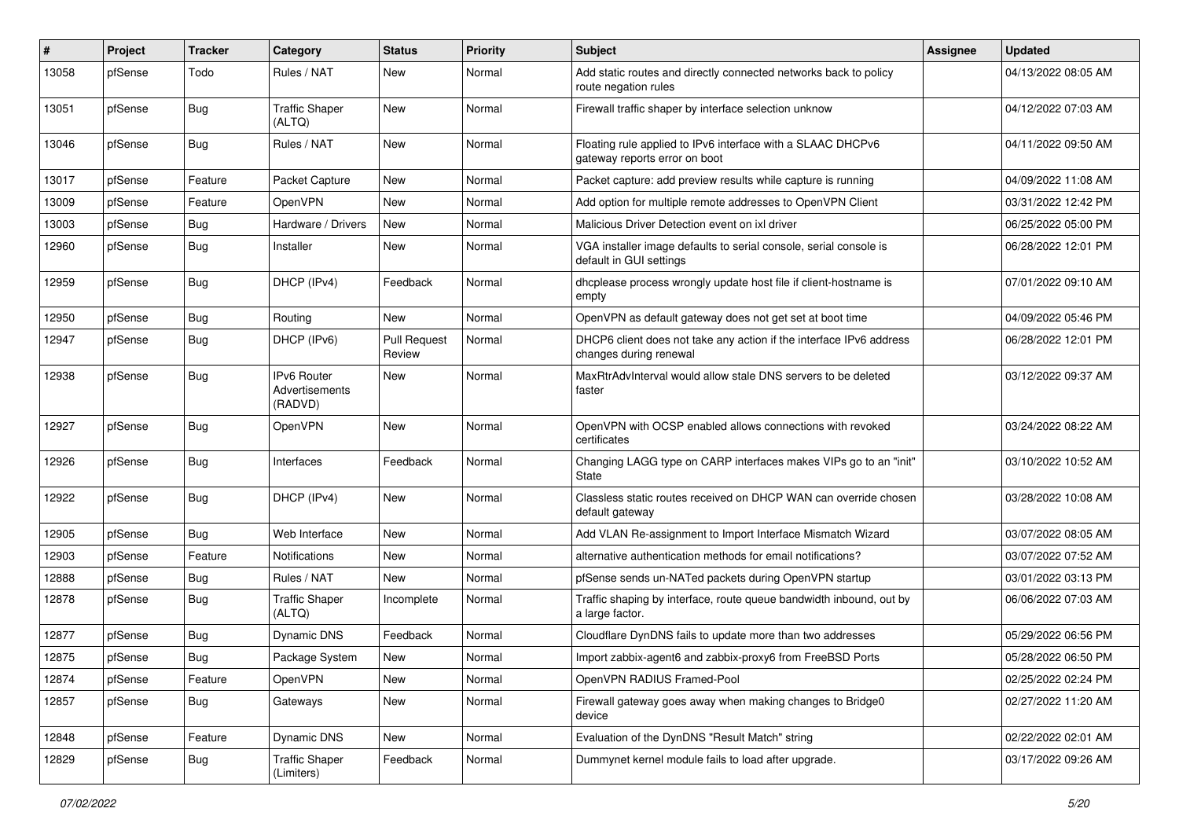| # | Project | Tracker | Category | Status | Priority | Subject | Assignee | Updated |
|---|---|---|---|---|---|---|---|---|
| 13058 | pfSense | Todo | Rules / NAT | New | Normal | Add static routes and directly connected networks back to policy route negation rules | | 04/13/2022 08:05 AM |
| 13051 | pfSense | Bug | Traffic Shaper (ALTQ) | New | Normal | Firewall traffic shaper by interface selection unknow | | 04/12/2022 07:03 AM |
| 13046 | pfSense | Bug | Rules / NAT | New | Normal | Floating rule applied to IPv6 interface with a SLAAC DHCPv6 gateway reports error on boot | | 04/11/2022 09:50 AM |
| 13017 | pfSense | Feature | Packet Capture | New | Normal | Packet capture: add preview results while capture is running | | 04/09/2022 11:08 AM |
| 13009 | pfSense | Feature | OpenVPN | New | Normal | Add option for multiple remote addresses to OpenVPN Client | | 03/31/2022 12:42 PM |
| 13003 | pfSense | Bug | Hardware / Drivers | New | Normal | Malicious Driver Detection event on ixl driver | | 06/25/2022 05:00 PM |
| 12960 | pfSense | Bug | Installer | New | Normal | VGA installer image defaults to serial console, serial console is default in GUI settings | | 06/28/2022 12:01 PM |
| 12959 | pfSense | Bug | DHCP (IPv4) | Feedback | Normal | dhcplease process wrongly update host file if client-hostname is empty | | 07/01/2022 09:10 AM |
| 12950 | pfSense | Bug | Routing | New | Normal | OpenVPN as default gateway does not get set at boot time | | 04/09/2022 05:46 PM |
| 12947 | pfSense | Bug | DHCP (IPv6) | Pull Request Review | Normal | DHCP6 client does not take any action if the interface IPv6 address changes during renewal | | 06/28/2022 12:01 PM |
| 12938 | pfSense | Bug | IPv6 Router Advertisements (RADVD) | New | Normal | MaxRtrAdvInterval would allow stale DNS servers to be deleted faster | | 03/12/2022 09:37 AM |
| 12927 | pfSense | Bug | OpenVPN | New | Normal | OpenVPN with OCSP enabled allows connections with revoked certificates | | 03/24/2022 08:22 AM |
| 12926 | pfSense | Bug | Interfaces | Feedback | Normal | Changing LAGG type on CARP interfaces makes VIPs go to an "init" State | | 03/10/2022 10:52 AM |
| 12922 | pfSense | Bug | DHCP (IPv4) | New | Normal | Classless static routes received on DHCP WAN can override chosen default gateway | | 03/28/2022 10:08 AM |
| 12905 | pfSense | Bug | Web Interface | New | Normal | Add VLAN Re-assignment to Import Interface Mismatch Wizard | | 03/07/2022 08:05 AM |
| 12903 | pfSense | Feature | Notifications | New | Normal | alternative authentication methods for email notifications? | | 03/07/2022 07:52 AM |
| 12888 | pfSense | Bug | Rules / NAT | New | Normal | pfSense sends un-NATed packets during OpenVPN startup | | 03/01/2022 03:13 PM |
| 12878 | pfSense | Bug | Traffic Shaper (ALTQ) | Incomplete | Normal | Traffic shaping by interface, route queue bandwidth inbound, out by a large factor. | | 06/06/2022 07:03 AM |
| 12877 | pfSense | Bug | Dynamic DNS | Feedback | Normal | Cloudflare DynDNS fails to update more than two addresses | | 05/29/2022 06:56 PM |
| 12875 | pfSense | Bug | Package System | New | Normal | Import zabbix-agent6 and zabbix-proxy6 from FreeBSD Ports | | 05/28/2022 06:50 PM |
| 12874 | pfSense | Feature | OpenVPN | New | Normal | OpenVPN RADIUS Framed-Pool | | 02/25/2022 02:24 PM |
| 12857 | pfSense | Bug | Gateways | New | Normal | Firewall gateway goes away when making changes to Bridge0 device | | 02/27/2022 11:20 AM |
| 12848 | pfSense | Feature | Dynamic DNS | New | Normal | Evaluation of the DynDNS "Result Match" string | | 02/22/2022 02:01 AM |
| 12829 | pfSense | Bug | Traffic Shaper (Limiters) | Feedback | Normal | Dummynet kernel module fails to load after upgrade. | | 03/17/2022 09:26 AM |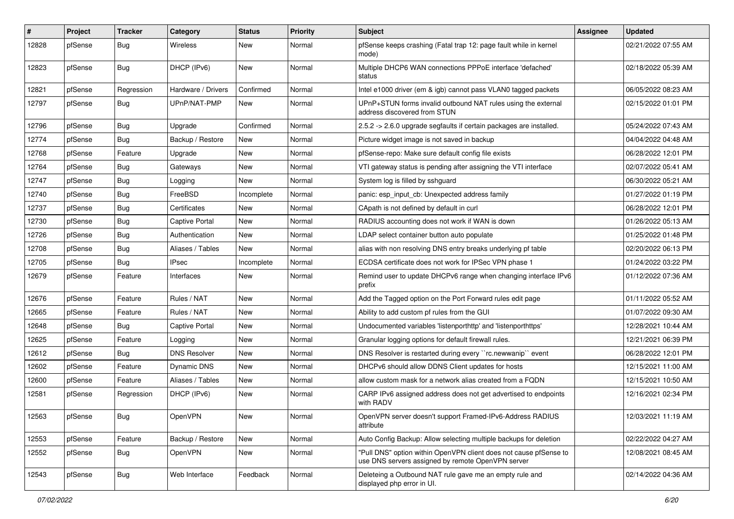| # | Project | Tracker | Category | Status | Priority | Subject | Assignee | Updated |
|---|---|---|---|---|---|---|---|---|
| 12828 | pfSense | Bug | Wireless | New | Normal | pfSense keeps crashing (Fatal trap 12: page fault while in kernel mode) | | 02/21/2022 07:55 AM |
| 12823 | pfSense | Bug | DHCP (IPv6) | New | Normal | Multiple DHCP6 WAN connections PPPoE interface 'defached' status | | 02/18/2022 05:39 AM |
| 12821 | pfSense | Regression | Hardware / Drivers | Confirmed | Normal | Intel e1000 driver (em & igb) cannot pass VLAN0 tagged packets | | 06/05/2022 08:23 AM |
| 12797 | pfSense | Bug | UPnP/NAT-PMP | New | Normal | UPnP+STUN forms invalid outbound NAT rules using the external address discovered from STUN | | 02/15/2022 01:01 PM |
| 12796 | pfSense | Bug | Upgrade | Confirmed | Normal | 2.5.2 -> 2.6.0 upgrade segfaults if certain packages are installed. | | 05/24/2022 07:43 AM |
| 12774 | pfSense | Bug | Backup / Restore | New | Normal | Picture widget image is not saved in backup | | 04/04/2022 04:48 AM |
| 12768 | pfSense | Feature | Upgrade | New | Normal | pfSense-repo: Make sure default config file exists | | 06/28/2022 12:01 PM |
| 12764 | pfSense | Bug | Gateways | New | Normal | VTI gateway status is pending after assigning the VTI interface | | 02/07/2022 05:41 AM |
| 12747 | pfSense | Bug | Logging | New | Normal | System log is filled by sshguard | | 06/30/2022 05:21 AM |
| 12740 | pfSense | Bug | FreeBSD | Incomplete | Normal | panic: esp_input_cb: Unexpected address family | | 01/27/2022 01:19 PM |
| 12737 | pfSense | Bug | Certificates | New | Normal | CApath is not defined by default in curl | | 06/28/2022 12:01 PM |
| 12730 | pfSense | Bug | Captive Portal | New | Normal | RADIUS accounting does not work if WAN is down | | 01/26/2022 05:13 AM |
| 12726 | pfSense | Bug | Authentication | New | Normal | LDAP select container button auto populate | | 01/25/2022 01:48 PM |
| 12708 | pfSense | Bug | Aliases / Tables | New | Normal | alias with non resolving DNS entry breaks underlying pf table | | 02/20/2022 06:13 PM |
| 12705 | pfSense | Bug | IPsec | Incomplete | Normal | ECDSA certificate does not work for IPSec VPN phase 1 | | 01/24/2022 03:22 PM |
| 12679 | pfSense | Feature | Interfaces | New | Normal | Remind user to update DHCPv6 range when changing interface IPv6 prefix | | 01/12/2022 07:36 AM |
| 12676 | pfSense | Feature | Rules / NAT | New | Normal | Add the Tagged option on the Port Forward rules edit page | | 01/11/2022 05:52 AM |
| 12665 | pfSense | Feature | Rules / NAT | New | Normal | Ability to add custom pf rules from the GUI | | 01/07/2022 09:30 AM |
| 12648 | pfSense | Bug | Captive Portal | New | Normal | Undocumented variables 'listenporthttp' and 'listenporthttps' | | 12/28/2021 10:44 AM |
| 12625 | pfSense | Feature | Logging | New | Normal | Granular logging options for default firewall rules. | | 12/21/2021 06:39 PM |
| 12612 | pfSense | Bug | DNS Resolver | New | Normal | DNS Resolver is restarted during every ``rc.newwanip`` event | | 06/28/2022 12:01 PM |
| 12602 | pfSense | Feature | Dynamic DNS | New | Normal | DHCPv6 should allow DDNS Client updates for hosts | | 12/15/2021 11:00 AM |
| 12600 | pfSense | Feature | Aliases / Tables | New | Normal | allow custom mask for a network alias created from a FQDN | | 12/15/2021 10:50 AM |
| 12581 | pfSense | Regression | DHCP (IPv6) | New | Normal | CARP IPv6 assigned address does not get advertised to endpoints with RADV | | 12/16/2021 02:34 PM |
| 12563 | pfSense | Bug | OpenVPN | New | Normal | OpenVPN server doesn't support Framed-IPv6-Address RADIUS attribute | | 12/03/2021 11:19 AM |
| 12553 | pfSense | Feature | Backup / Restore | New | Normal | Auto Config Backup: Allow selecting multiple backups for deletion | | 02/22/2022 04:27 AM |
| 12552 | pfSense | Bug | OpenVPN | New | Normal | "Pull DNS" option within OpenVPN client does not cause pfSense to use DNS servers assigned by remote OpenVPN server | | 12/08/2021 08:45 AM |
| 12543 | pfSense | Bug | Web Interface | Feedback | Normal | Deleteing a Outbound NAT rule gave me an empty rule and displayed php error in UI. | | 02/14/2022 04:36 AM |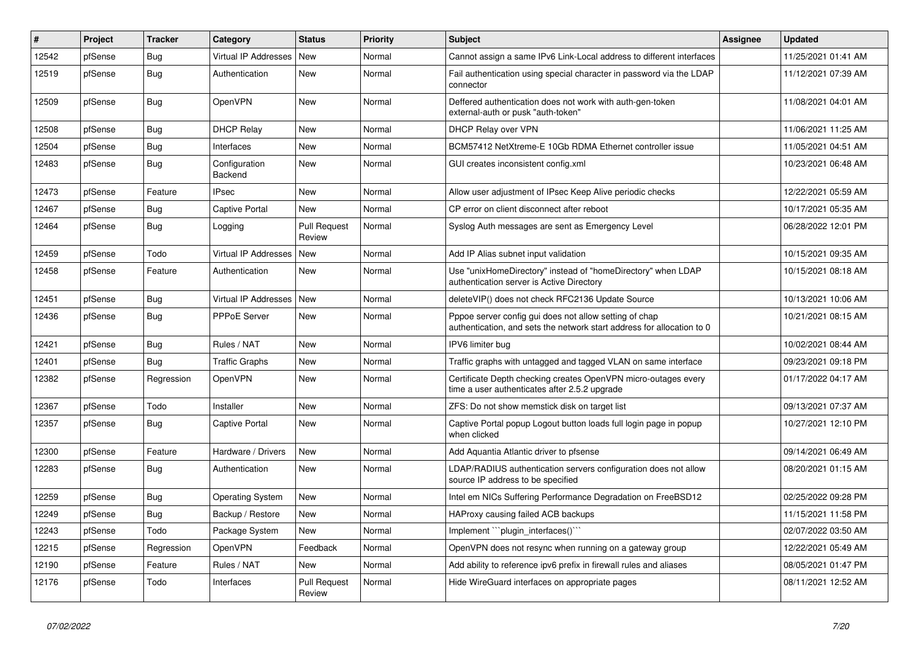| # | Project | Tracker | Category | Status | Priority | Subject | Assignee | Updated |
|---|---|---|---|---|---|---|---|---|
| 12542 | pfSense | Bug | Virtual IP Addresses | New | Normal | Cannot assign a same IPv6 Link-Local address to different interfaces | | 11/25/2021 01:41 AM |
| 12519 | pfSense | Bug | Authentication | New | Normal | Fail authentication using special character in password via the LDAP connector | | 11/12/2021 07:39 AM |
| 12509 | pfSense | Bug | OpenVPN | New | Normal | Deffered authentication does not work with auth-gen-token external-auth or pusk "auth-token" | | 11/08/2021 04:01 AM |
| 12508 | pfSense | Bug | DHCP Relay | New | Normal | DHCP Relay over VPN | | 11/06/2021 11:25 AM |
| 12504 | pfSense | Bug | Interfaces | New | Normal | BCM57412 NetXtreme-E 10Gb RDMA Ethernet controller issue | | 11/05/2021 04:51 AM |
| 12483 | pfSense | Bug | Configuration Backend | New | Normal | GUI creates inconsistent config.xml | | 10/23/2021 06:48 AM |
| 12473 | pfSense | Feature | IPsec | New | Normal | Allow user adjustment of IPsec Keep Alive periodic checks | | 12/22/2021 05:59 AM |
| 12467 | pfSense | Bug | Captive Portal | New | Normal | CP error on client disconnect after reboot | | 10/17/2021 05:35 AM |
| 12464 | pfSense | Bug | Logging | Pull Request Review | Normal | Syslog Auth messages are sent as Emergency Level | | 06/28/2022 12:01 PM |
| 12459 | pfSense | Todo | Virtual IP Addresses | New | Normal | Add IP Alias subnet input validation | | 10/15/2021 09:35 AM |
| 12458 | pfSense | Feature | Authentication | New | Normal | Use "unixHomeDirectory" instead of "homeDirectory" when LDAP authentication server is Active Directory | | 10/15/2021 08:18 AM |
| 12451 | pfSense | Bug | Virtual IP Addresses | New | Normal | deleteVIP() does not check RFC2136 Update Source | | 10/13/2021 10:06 AM |
| 12436 | pfSense | Bug | PPPoE Server | New | Normal | Pppoe server config gui does not allow setting of chap authentication, and sets the network start address for allocation to 0 | | 10/21/2021 08:15 AM |
| 12421 | pfSense | Bug | Rules / NAT | New | Normal | IPV6 limiter bug | | 10/02/2021 08:44 AM |
| 12401 | pfSense | Bug | Traffic Graphs | New | Normal | Traffic graphs with untagged and tagged VLAN on same interface | | 09/23/2021 09:18 PM |
| 12382 | pfSense | Regression | OpenVPN | New | Normal | Certificate Depth checking creates OpenVPN micro-outages every time a user authenticates after 2.5.2 upgrade | | 01/17/2022 04:17 AM |
| 12367 | pfSense | Todo | Installer | New | Normal | ZFS: Do not show memstick disk on target list | | 09/13/2021 07:37 AM |
| 12357 | pfSense | Bug | Captive Portal | New | Normal | Captive Portal popup Logout button loads full login page in popup when clicked | | 10/27/2021 12:10 PM |
| 12300 | pfSense | Feature | Hardware / Drivers | New | Normal | Add Aquantia Atlantic driver to pfsense | | 09/14/2021 06:49 AM |
| 12283 | pfSense | Bug | Authentication | New | Normal | LDAP/RADIUS authentication servers configuration does not allow source IP address to be specified | | 08/20/2021 01:15 AM |
| 12259 | pfSense | Bug | Operating System | New | Normal | Intel em NICs Suffering Performance Degradation on FreeBSD12 | | 02/25/2022 09:28 PM |
| 12249 | pfSense | Bug | Backup / Restore | New | Normal | HAProxy causing failed ACB backups | | 11/15/2021 11:58 PM |
| 12243 | pfSense | Todo | Package System | New | Normal | Implement ```plugin_interfaces()``` | | 02/07/2022 03:50 AM |
| 12215 | pfSense | Regression | OpenVPN | Feedback | Normal | OpenVPN does not resync when running on a gateway group | | 12/22/2021 05:49 AM |
| 12190 | pfSense | Feature | Rules / NAT | New | Normal | Add ability to reference ipv6 prefix in firewall rules and aliases | | 08/05/2021 01:47 PM |
| 12176 | pfSense | Todo | Interfaces | Pull Request Review | Normal | Hide WireGuard interfaces on appropriate pages | | 08/11/2021 12:52 AM |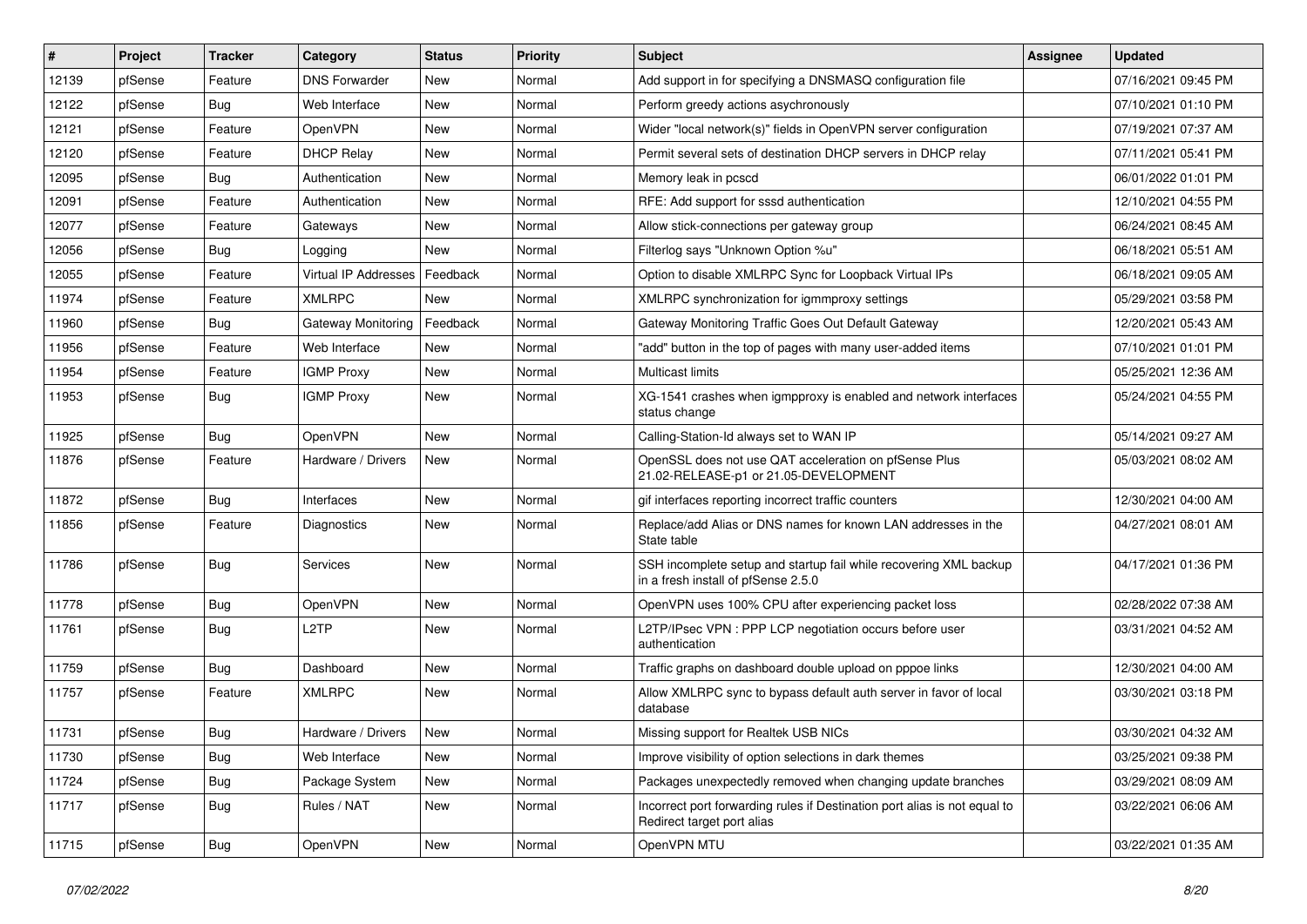| # | Project | Tracker | Category | Status | Priority | Subject | Assignee | Updated |
|---|---|---|---|---|---|---|---|---|
| 12139 | pfSense | Feature | DNS Forwarder | New | Normal | Add support in for specifying a DNSMASQ configuration file | | 07/16/2021 09:45 PM |
| 12122 | pfSense | Bug | Web Interface | New | Normal | Perform greedy actions asychronously | | 07/10/2021 01:10 PM |
| 12121 | pfSense | Feature | OpenVPN | New | Normal | Wider "local network(s)" fields in OpenVPN server configuration | | 07/19/2021 07:37 AM |
| 12120 | pfSense | Feature | DHCP Relay | New | Normal | Permit several sets of destination DHCP servers in DHCP relay | | 07/11/2021 05:41 PM |
| 12095 | pfSense | Bug | Authentication | New | Normal | Memory leak in pcscd | | 06/01/2022 01:01 PM |
| 12091 | pfSense | Feature | Authentication | New | Normal | RFE: Add support for sssd authentication | | 12/10/2021 04:55 PM |
| 12077 | pfSense | Feature | Gateways | New | Normal | Allow stick-connections per gateway group | | 06/24/2021 08:45 AM |
| 12056 | pfSense | Bug | Logging | New | Normal | Filterlog says "Unknown Option %u" | | 06/18/2021 05:51 AM |
| 12055 | pfSense | Feature | Virtual IP Addresses | Feedback | Normal | Option to disable XMLRPC Sync for Loopback Virtual IPs | | 06/18/2021 09:05 AM |
| 11974 | pfSense | Feature | XMLRPC | New | Normal | XMLRPC synchronization for igmmproxy settings | | 05/29/2021 03:58 PM |
| 11960 | pfSense | Bug | Gateway Monitoring | Feedback | Normal | Gateway Monitoring Traffic Goes Out Default Gateway | | 12/20/2021 05:43 AM |
| 11956 | pfSense | Feature | Web Interface | New | Normal | "add" button in the top of pages with many user-added items | | 07/10/2021 01:01 PM |
| 11954 | pfSense | Feature | IGMP Proxy | New | Normal | Multicast limits | | 05/25/2021 12:36 AM |
| 11953 | pfSense | Bug | IGMP Proxy | New | Normal | XG-1541 crashes when igmpproxy is enabled and network interfaces status change | | 05/24/2021 04:55 PM |
| 11925 | pfSense | Bug | OpenVPN | New | Normal | Calling-Station-Id always set to WAN IP | | 05/14/2021 09:27 AM |
| 11876 | pfSense | Feature | Hardware / Drivers | New | Normal | OpenSSL does not use QAT acceleration on pfSense Plus 21.02-RELEASE-p1 or 21.05-DEVELOPMENT | | 05/03/2021 08:02 AM |
| 11872 | pfSense | Bug | Interfaces | New | Normal | gif interfaces reporting incorrect traffic counters | | 12/30/2021 04:00 AM |
| 11856 | pfSense | Feature | Diagnostics | New | Normal | Replace/add Alias or DNS names for known LAN addresses in the State table | | 04/27/2021 08:01 AM |
| 11786 | pfSense | Bug | Services | New | Normal | SSH incomplete setup and startup fail while recovering XML backup in a fresh install of pfSense 2.5.0 | | 04/17/2021 01:36 PM |
| 11778 | pfSense | Bug | OpenVPN | New | Normal | OpenVPN uses 100% CPU after experiencing packet loss | | 02/28/2022 07:38 AM |
| 11761 | pfSense | Bug | L2TP | New | Normal | L2TP/IPsec VPN : PPP LCP negotiation occurs before user authentication | | 03/31/2021 04:52 AM |
| 11759 | pfSense | Bug | Dashboard | New | Normal | Traffic graphs on dashboard double upload on pppoe links | | 12/30/2021 04:00 AM |
| 11757 | pfSense | Feature | XMLRPC | New | Normal | Allow XMLRPC sync to bypass default auth server in favor of local database | | 03/30/2021 03:18 PM |
| 11731 | pfSense | Bug | Hardware / Drivers | New | Normal | Missing support for Realtek USB NICs | | 03/30/2021 04:32 AM |
| 11730 | pfSense | Bug | Web Interface | New | Normal | Improve visibility of option selections in dark themes | | 03/25/2021 09:38 PM |
| 11724 | pfSense | Bug | Package System | New | Normal | Packages unexpectedly removed when changing update branches | | 03/29/2021 08:09 AM |
| 11717 | pfSense | Bug | Rules / NAT | New | Normal | Incorrect port forwarding rules if Destination port alias is not equal to Redirect target port alias | | 03/22/2021 06:06 AM |
| 11715 | pfSense | Bug | OpenVPN | New | Normal | OpenVPN MTU | | 03/22/2021 01:35 AM |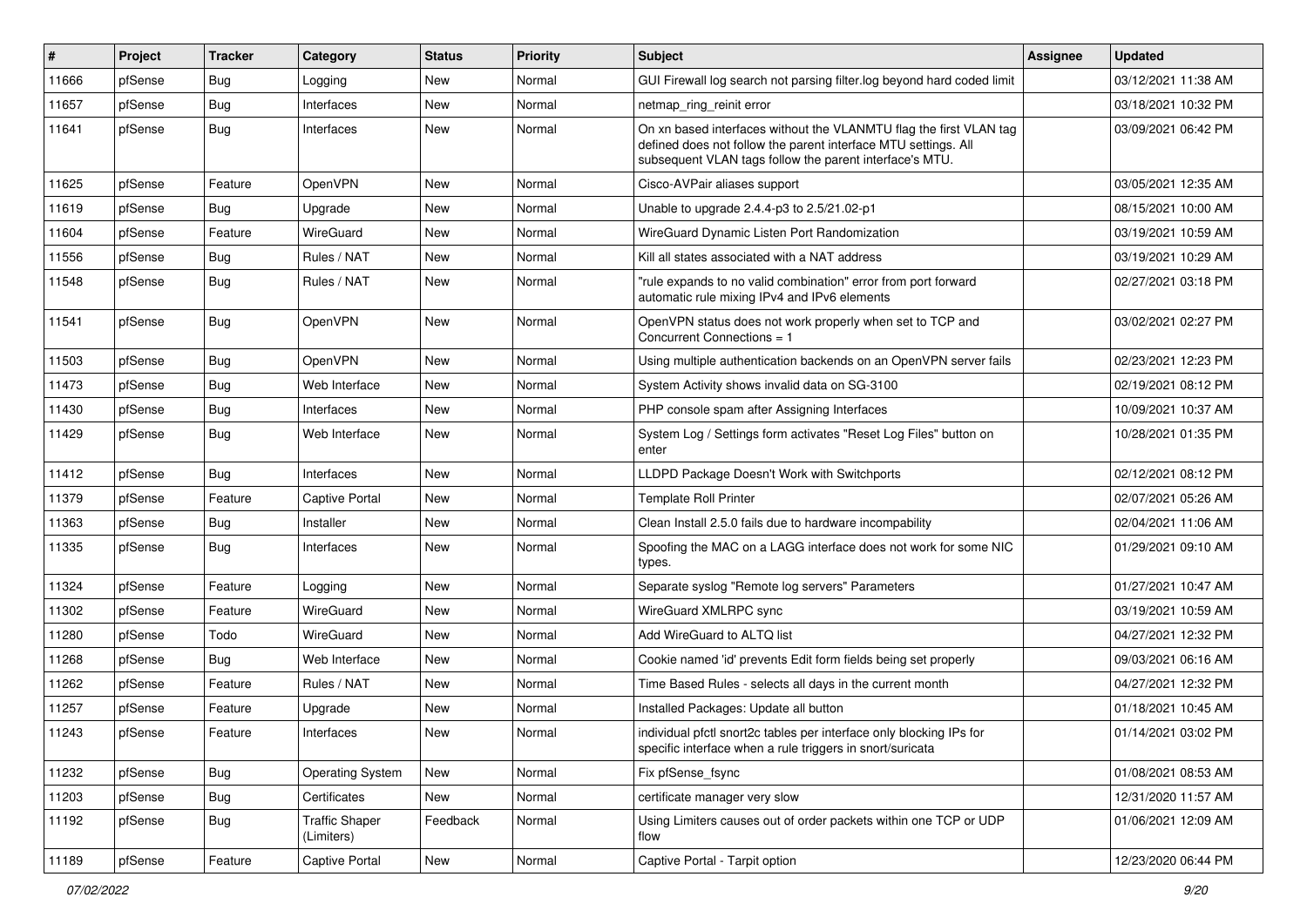| # | Project | Tracker | Category | Status | Priority | Subject | Assignee | Updated |
|---|---|---|---|---|---|---|---|---|
| 11666 | pfSense | Bug | Logging | New | Normal | GUI Firewall log search not parsing filter.log beyond hard coded limit | | 03/12/2021 11:38 AM |
| 11657 | pfSense | Bug | Interfaces | New | Normal | netmap_ring_reinit error | | 03/18/2021 10:32 PM |
| 11641 | pfSense | Bug | Interfaces | New | Normal | On xn based interfaces without the VLANMTU flag the first VLAN tag defined does not follow the parent interface MTU settings. All subsequent VLAN tags follow the parent interface's MTU. | | 03/09/2021 06:42 PM |
| 11625 | pfSense | Feature | OpenVPN | New | Normal | Cisco-AVPair aliases support | | 03/05/2021 12:35 AM |
| 11619 | pfSense | Bug | Upgrade | New | Normal | Unable to upgrade 2.4.4-p3 to 2.5/21.02-p1 | | 08/15/2021 10:00 AM |
| 11604 | pfSense | Feature | WireGuard | New | Normal | WireGuard Dynamic Listen Port Randomization | | 03/19/2021 10:59 AM |
| 11556 | pfSense | Bug | Rules / NAT | New | Normal | Kill all states associated with a NAT address | | 03/19/2021 10:29 AM |
| 11548 | pfSense | Bug | Rules / NAT | New | Normal | "rule expands to no valid combination" error from port forward automatic rule mixing IPv4 and IPv6 elements | | 02/27/2021 03:18 PM |
| 11541 | pfSense | Bug | OpenVPN | New | Normal | OpenVPN status does not work properly when set to TCP and Concurrent Connections = 1 | | 03/02/2021 02:27 PM |
| 11503 | pfSense | Bug | OpenVPN | New | Normal | Using multiple authentication backends on an OpenVPN server fails | | 02/23/2021 12:23 PM |
| 11473 | pfSense | Bug | Web Interface | New | Normal | System Activity shows invalid data on SG-3100 | | 02/19/2021 08:12 PM |
| 11430 | pfSense | Bug | Interfaces | New | Normal | PHP console spam after Assigning Interfaces | | 10/09/2021 10:37 AM |
| 11429 | pfSense | Bug | Web Interface | New | Normal | System Log / Settings form activates "Reset Log Files" button on enter | | 10/28/2021 01:35 PM |
| 11412 | pfSense | Bug | Interfaces | New | Normal | LLDPD Package Doesn't Work with Switchports | | 02/12/2021 08:12 PM |
| 11379 | pfSense | Feature | Captive Portal | New | Normal | Template Roll Printer | | 02/07/2021 05:26 AM |
| 11363 | pfSense | Bug | Installer | New | Normal | Clean Install 2.5.0 fails due to hardware incompatibility | | 02/04/2021 11:06 AM |
| 11335 | pfSense | Bug | Interfaces | New | Normal | Spoofing the MAC on a LAGG interface does not work for some NIC types. | | 01/29/2021 09:10 AM |
| 11324 | pfSense | Feature | Logging | New | Normal | Separate syslog "Remote log servers" Parameters | | 01/27/2021 10:47 AM |
| 11302 | pfSense | Feature | WireGuard | New | Normal | WireGuard XMLRPC sync | | 03/19/2021 10:59 AM |
| 11280 | pfSense | Todo | WireGuard | New | Normal | Add WireGuard to ALTQ list | | 04/27/2021 12:32 PM |
| 11268 | pfSense | Bug | Web Interface | New | Normal | Cookie named 'id' prevents Edit form fields being set properly | | 09/03/2021 06:16 AM |
| 11262 | pfSense | Feature | Rules / NAT | New | Normal | Time Based Rules - selects all days in the current month | | 04/27/2021 12:32 PM |
| 11257 | pfSense | Feature | Upgrade | New | Normal | Installed Packages: Update all button | | 01/18/2021 10:45 AM |
| 11243 | pfSense | Feature | Interfaces | New | Normal | individual pfctl snort2c tables per interface only blocking IPs for specific interface when a rule triggers in snort/suricata | | 01/14/2021 03:02 PM |
| 11232 | pfSense | Bug | Operating System | New | Normal | Fix pfSense_fsync | | 01/08/2021 08:53 AM |
| 11203 | pfSense | Bug | Certificates | New | Normal | certificate manager very slow | | 12/31/2020 11:57 AM |
| 11192 | pfSense | Bug | Traffic Shaper (Limiters) | Feedback | Normal | Using Limiters causes out of order packets within one TCP or UDP flow | | 01/06/2021 12:09 AM |
| 11189 | pfSense | Feature | Captive Portal | New | Normal | Captive Portal - Tarpit option | | 12/23/2020 06:44 PM |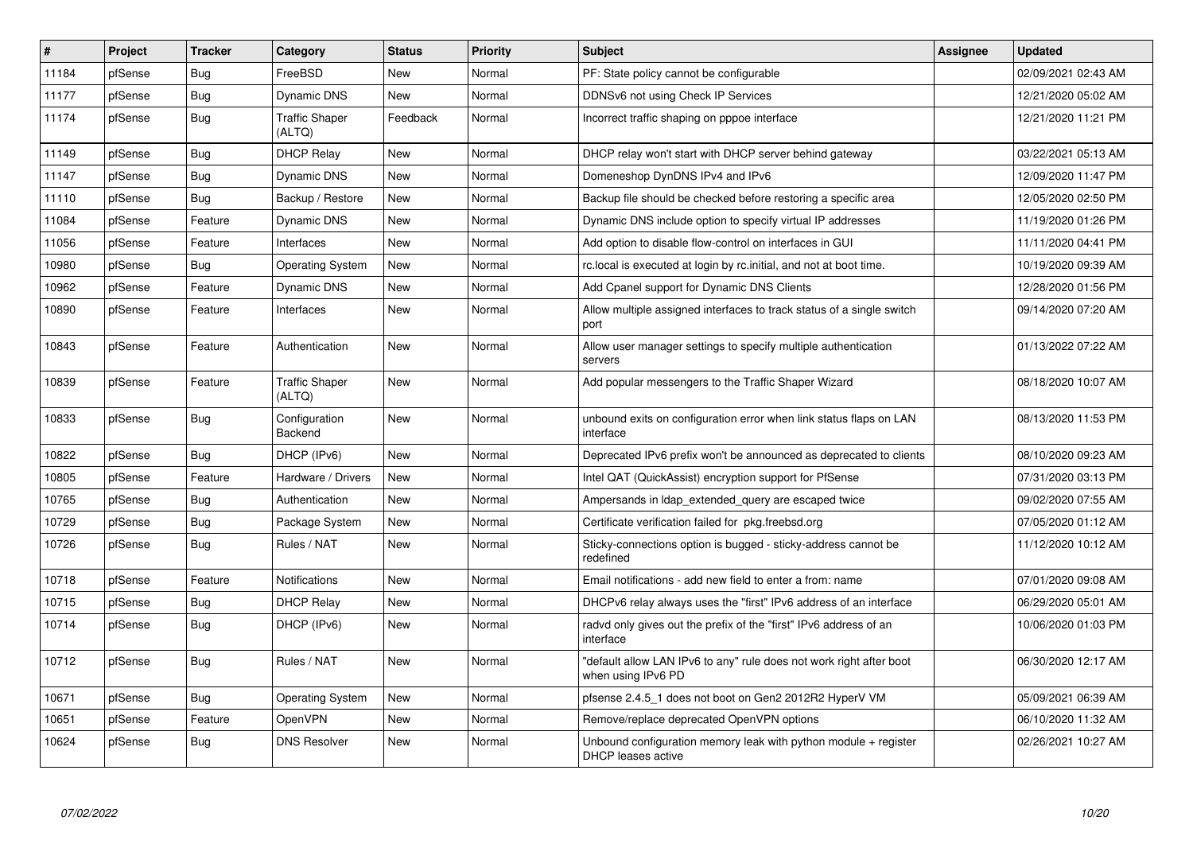| # | Project | Tracker | Category | Status | Priority | Subject | Assignee | Updated |
|---|---|---|---|---|---|---|---|---|
| 11184 | pfSense | Bug | FreeBSD | New | Normal | PF: State policy cannot be configurable | | 02/09/2021 02:43 AM |
| 11177 | pfSense | Bug | Dynamic DNS | New | Normal | DDNSv6 not using Check IP Services | | 12/21/2020 05:02 AM |
| 11174 | pfSense | Bug | Traffic Shaper (ALTQ) | Feedback | Normal | Incorrect traffic shaping on pppoe interface | | 12/21/2020 11:21 PM |
| 11149 | pfSense | Bug | DHCP Relay | New | Normal | DHCP relay won't start with DHCP server behind gateway | | 03/22/2021 05:13 AM |
| 11147 | pfSense | Bug | Dynamic DNS | New | Normal | Domeneshop DynDNS IPv4 and IPv6 | | 12/09/2020 11:47 PM |
| 11110 | pfSense | Bug | Backup / Restore | New | Normal | Backup file should be checked before restoring a specific area | | 12/05/2020 02:50 PM |
| 11084 | pfSense | Feature | Dynamic DNS | New | Normal | Dynamic DNS include option to specify virtual IP addresses | | 11/19/2020 01:26 PM |
| 11056 | pfSense | Feature | Interfaces | New | Normal | Add option to disable flow-control on interfaces in GUI | | 11/11/2020 04:41 PM |
| 10980 | pfSense | Bug | Operating System | New | Normal | rc.local is executed at login by rc.initial, and not at boot time. | | 10/19/2020 09:39 AM |
| 10962 | pfSense | Feature | Dynamic DNS | New | Normal | Add Cpanel support for Dynamic DNS Clients | | 12/28/2020 01:56 PM |
| 10890 | pfSense | Feature | Interfaces | New | Normal | Allow multiple assigned interfaces to track status of a single switch port | | 09/14/2020 07:20 AM |
| 10843 | pfSense | Feature | Authentication | New | Normal | Allow user manager settings to specify multiple authentication servers | | 01/13/2022 07:22 AM |
| 10839 | pfSense | Feature | Traffic Shaper (ALTQ) | New | Normal | Add popular messengers to the Traffic Shaper Wizard | | 08/18/2020 10:07 AM |
| 10833 | pfSense | Bug | Configuration Backend | New | Normal | unbound exits on configuration error when link status flaps on LAN interface | | 08/13/2020 11:53 PM |
| 10822 | pfSense | Bug | DHCP (IPv6) | New | Normal | Deprecated IPv6 prefix won't be announced as deprecated to clients | | 08/10/2020 09:23 AM |
| 10805 | pfSense | Feature | Hardware / Drivers | New | Normal | Intel QAT (QuickAssist) encryption support for PfSense | | 07/31/2020 03:13 PM |
| 10765 | pfSense | Bug | Authentication | New | Normal | Ampersands in ldap_extended_query are escaped twice | | 09/02/2020 07:55 AM |
| 10729 | pfSense | Bug | Package System | New | Normal | Certificate verification failed for pkg.freebsd.org | | 07/05/2020 01:12 AM |
| 10726 | pfSense | Bug | Rules / NAT | New | Normal | Sticky-connections option is bugged - sticky-address cannot be redefined | | 11/12/2020 10:12 AM |
| 10718 | pfSense | Feature | Notifications | New | Normal | Email notifications - add new field to enter a from: name | | 07/01/2020 09:08 AM |
| 10715 | pfSense | Bug | DHCP Relay | New | Normal | DHCPv6 relay always uses the "first" IPv6 address of an interface | | 06/29/2020 05:01 AM |
| 10714 | pfSense | Bug | DHCP (IPv6) | New | Normal | radvd only gives out the prefix of the "first" IPv6 address of an interface | | 10/06/2020 01:03 PM |
| 10712 | pfSense | Bug | Rules / NAT | New | Normal | "default allow LAN IPv6 to any" rule does not work right after boot when using IPv6 PD | | 06/30/2020 12:17 AM |
| 10671 | pfSense | Bug | Operating System | New | Normal | pfsense 2.4.5_1 does not boot on Gen2 2012R2 HyperV VM | | 05/09/2021 06:39 AM |
| 10651 | pfSense | Feature | OpenVPN | New | Normal | Remove/replace deprecated OpenVPN options | | 06/10/2020 11:32 AM |
| 10624 | pfSense | Bug | DNS Resolver | New | Normal | Unbound configuration memory leak with python module + register DHCP leases active | | 02/26/2021 10:27 AM |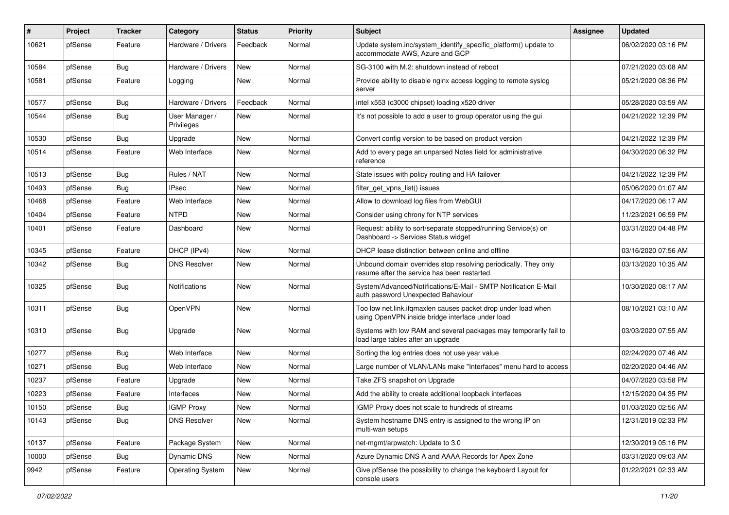| # | Project | Tracker | Category | Status | Priority | Subject | Assignee | Updated |
|---|---|---|---|---|---|---|---|---|
| 10621 | pfSense | Feature | Hardware / Drivers | Feedback | Normal | Update system.inc/system_identify_specific_platform() update to accommodate AWS, Azure and GCP | | 06/02/2020 03:16 PM |
| 10584 | pfSense | Bug | Hardware / Drivers | New | Normal | SG-3100 with M.2: shutdown instead of reboot | | 07/21/2020 03:08 AM |
| 10581 | pfSense | Feature | Logging | New | Normal | Provide ability to disable nginx access logging to remote syslog server | | 05/21/2020 08:36 PM |
| 10577 | pfSense | Bug | Hardware / Drivers | Feedback | Normal | intel x553 (c3000 chipset) loading x520 driver | | 05/28/2020 03:59 AM |
| 10544 | pfSense | Bug | User Manager / Privileges | New | Normal | It's not possible to add a user to group operator using the gui | | 04/21/2022 12:39 PM |
| 10530 | pfSense | Bug | Upgrade | New | Normal | Convert config version to be based on product version | | 04/21/2022 12:39 PM |
| 10514 | pfSense | Feature | Web Interface | New | Normal | Add to every page an unparsed Notes field for administrative reference | | 04/30/2020 06:32 PM |
| 10513 | pfSense | Bug | Rules / NAT | New | Normal | State issues with policy routing and HA failover | | 04/21/2022 12:39 PM |
| 10493 | pfSense | Bug | IPsec | New | Normal | filter_get_vpns_list() issues | | 05/06/2020 01:07 AM |
| 10468 | pfSense | Feature | Web Interface | New | Normal | Allow to download log files from WebGUI | | 04/17/2020 06:17 AM |
| 10404 | pfSense | Feature | NTPD | New | Normal | Consider using chrony for NTP services | | 11/23/2021 06:59 PM |
| 10401 | pfSense | Feature | Dashboard | New | Normal | Request: ability to sort/separate stopped/running Service(s) on Dashboard -> Services Status widget | | 03/31/2020 04:48 PM |
| 10345 | pfSense | Feature | DHCP (IPv4) | New | Normal | DHCP lease distinction between online and offline | | 03/16/2020 07:56 AM |
| 10342 | pfSense | Bug | DNS Resolver | New | Normal | Unbound domain overrides stop resolving periodically. They only resume after the service has been restarted. | | 03/13/2020 10:35 AM |
| 10325 | pfSense | Bug | Notifications | New | Normal | System/Advanced/Notifications/E-Mail - SMTP Notification E-Mail auth password Unexpected Bahaviour | | 10/30/2020 08:17 AM |
| 10311 | pfSense | Bug | OpenVPN | New | Normal | Too low net.link.ifqmaxlen causes packet drop under load when using OpenVPN inside bridge interface under load | | 08/10/2021 03:10 AM |
| 10310 | pfSense | Bug | Upgrade | New | Normal | Systems with low RAM and several packages may temporarily fail to load large tables after an upgrade | | 03/03/2020 07:55 AM |
| 10277 | pfSense | Bug | Web Interface | New | Normal | Sorting the log entries does not use year value | | 02/24/2020 07:46 AM |
| 10271 | pfSense | Bug | Web Interface | New | Normal | Large number of VLAN/LANs make "Interfaces" menu hard to access | | 02/20/2020 04:46 AM |
| 10237 | pfSense | Feature | Upgrade | New | Normal | Take ZFS snapshot on Upgrade | | 04/07/2020 03:58 PM |
| 10223 | pfSense | Feature | Interfaces | New | Normal | Add the ability to create additional loopback interfaces | | 12/15/2020 04:35 PM |
| 10150 | pfSense | Bug | IGMP Proxy | New | Normal | IGMP Proxy does not scale to hundreds of streams | | 01/03/2020 02:56 AM |
| 10143 | pfSense | Bug | DNS Resolver | New | Normal | System hostname DNS entry is assigned to the wrong IP on multi-wan setups | | 12/31/2019 02:33 PM |
| 10137 | pfSense | Feature | Package System | New | Normal | net-mgmt/arpwatch: Update to 3.0 | | 12/30/2019 05:16 PM |
| 10000 | pfSense | Bug | Dynamic DNS | New | Normal | Azure Dynamic DNS A and AAAA Records for Apex Zone | | 03/31/2020 09:03 AM |
| 9942 | pfSense | Feature | Operating System | New | Normal | Give pfSense the possibility to change the keyboard Layout for console users | | 01/22/2021 02:33 AM |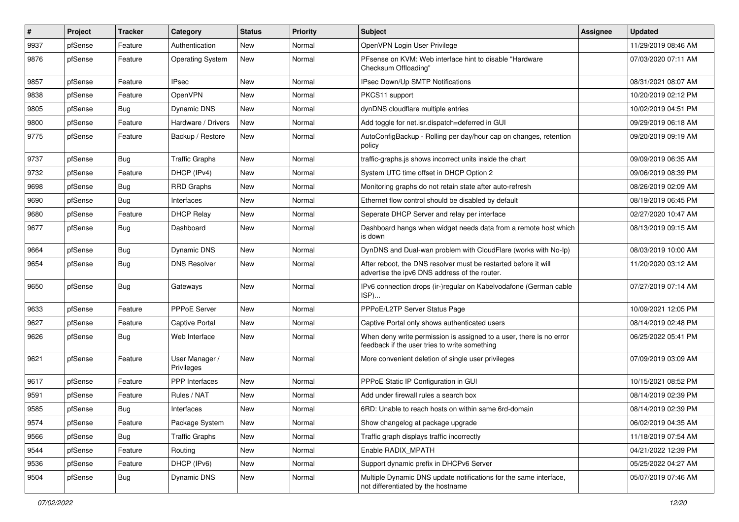| # | Project | Tracker | Category | Status | Priority | Subject | Assignee | Updated |
|---|---|---|---|---|---|---|---|---|
| 9937 | pfSense | Feature | Authentication | New | Normal | OpenVPN Login User Privilege | | 11/29/2019 08:46 AM |
| 9876 | pfSense | Feature | Operating System | New | Normal | PFsense on KVM: Web interface hint to disable "Hardware Checksum Offloading" | | 07/03/2020 07:11 AM |
| 9857 | pfSense | Feature | IPsec | New | Normal | IPsec Down/Up SMTP Notifications | | 08/31/2021 08:07 AM |
| 9838 | pfSense | Feature | OpenVPN | New | Normal | PKCS11 support | | 10/20/2019 02:12 PM |
| 9805 | pfSense | Bug | Dynamic DNS | New | Normal | dynDNS cloudflare multiple entries | | 10/02/2019 04:51 PM |
| 9800 | pfSense | Feature | Hardware / Drivers | New | Normal | Add toggle for net.isr.dispatch=deferred in GUI | | 09/29/2019 06:18 AM |
| 9775 | pfSense | Feature | Backup / Restore | New | Normal | AutoConfigBackup - Rolling per day/hour cap on changes, retention policy | | 09/20/2019 09:19 AM |
| 9737 | pfSense | Bug | Traffic Graphs | New | Normal | traffic-graphs.js shows incorrect units inside the chart | | 09/09/2019 06:35 AM |
| 9732 | pfSense | Feature | DHCP (IPv4) | New | Normal | System UTC time offset in DHCP Option 2 | | 09/06/2019 08:39 PM |
| 9698 | pfSense | Bug | RRD Graphs | New | Normal | Monitoring graphs do not retain state after auto-refresh | | 08/26/2019 02:09 AM |
| 9690 | pfSense | Bug | Interfaces | New | Normal | Ethernet flow control should be disabled by default | | 08/19/2019 06:45 PM |
| 9680 | pfSense | Feature | DHCP Relay | New | Normal | Seperate DHCP Server and relay per interface | | 02/27/2020 10:47 AM |
| 9677 | pfSense | Bug | Dashboard | New | Normal | Dashboard hangs when widget needs data from a remote host which is down | | 08/13/2019 09:15 AM |
| 9664 | pfSense | Bug | Dynamic DNS | New | Normal | DynDNS and Dual-wan problem with CloudFlare (works with No-Ip) | | 08/03/2019 10:00 AM |
| 9654 | pfSense | Bug | DNS Resolver | New | Normal | After reboot, the DNS resolver must be restarted before it will advertise the ipv6 DNS address of the router. | | 11/20/2020 03:12 AM |
| 9650 | pfSense | Bug | Gateways | New | Normal | IPv6 connection drops (ir-)regular on Kabelvodafone (German cable ISP)... | | 07/27/2019 07:14 AM |
| 9633 | pfSense | Feature | PPPoE Server | New | Normal | PPPoE/L2TP Server Status Page | | 10/09/2021 12:05 PM |
| 9627 | pfSense | Feature | Captive Portal | New | Normal | Captive Portal only shows authenticated users | | 08/14/2019 02:48 PM |
| 9626 | pfSense | Bug | Web Interface | New | Normal | When deny write permission is assigned to a user, there is no error feedback if the user tries to write something | | 06/25/2022 05:41 PM |
| 9621 | pfSense | Feature | User Manager / Privileges | New | Normal | More convenient deletion of single user privileges | | 07/09/2019 03:09 AM |
| 9617 | pfSense | Feature | PPP Interfaces | New | Normal | PPPoE Static IP Configuration in GUI | | 10/15/2021 08:52 PM |
| 9591 | pfSense | Feature | Rules / NAT | New | Normal | Add under firewall rules a search box | | 08/14/2019 02:39 PM |
| 9585 | pfSense | Bug | Interfaces | New | Normal | 6RD: Unable to reach hosts on within same 6rd-domain | | 08/14/2019 02:39 PM |
| 9574 | pfSense | Feature | Package System | New | Normal | Show changelog at package upgrade | | 06/02/2019 04:35 AM |
| 9566 | pfSense | Bug | Traffic Graphs | New | Normal | Traffic graph displays traffic incorrectly | | 11/18/2019 07:54 AM |
| 9544 | pfSense | Feature | Routing | New | Normal | Enable RADIX_MPATH | | 04/21/2022 12:39 PM |
| 9536 | pfSense | Feature | DHCP (IPv6) | New | Normal | Support dynamic prefix in DHCPv6 Server | | 05/25/2022 04:27 AM |
| 9504 | pfSense | Bug | Dynamic DNS | New | Normal | Multiple Dynamic DNS update notifications for the same interface, not differentiated by the hostname | | 05/07/2019 07:46 AM |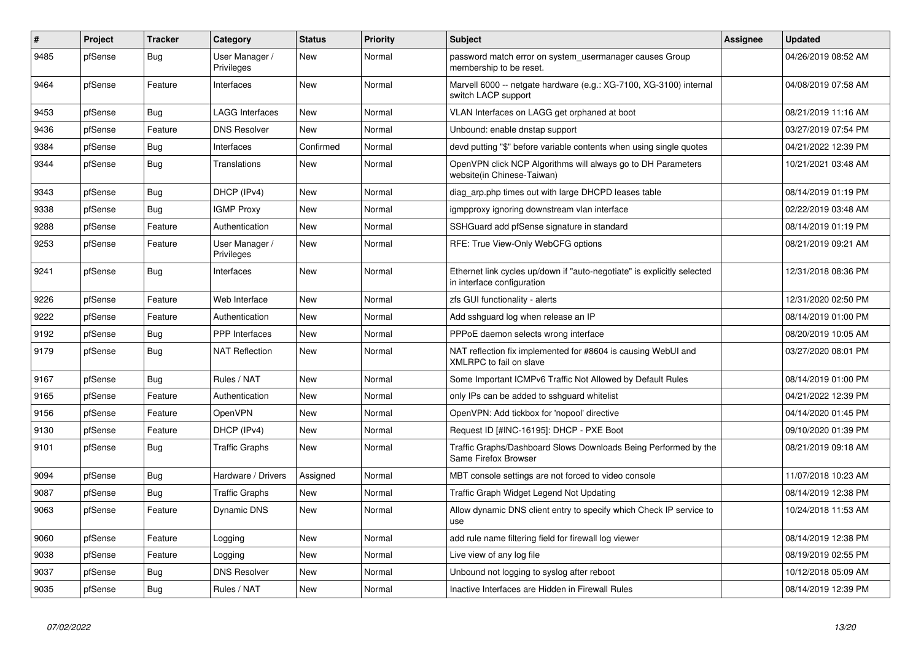| # | Project | Tracker | Category | Status | Priority | Subject | Assignee | Updated |
|---|---|---|---|---|---|---|---|---|
| 9485 | pfSense | Bug | User Manager / Privileges | New | Normal | password match error on system_usermanager causes Group membership to be reset. | | 04/26/2019 08:52 AM |
| 9464 | pfSense | Feature | Interfaces | New | Normal | Marvell 6000 -- netgate hardware (e.g.: XG-7100, XG-3100) internal switch LACP support | | 04/08/2019 07:58 AM |
| 9453 | pfSense | Bug | LAGG Interfaces | New | Normal | VLAN Interfaces on LAGG get orphaned at boot | | 08/21/2019 11:16 AM |
| 9436 | pfSense | Feature | DNS Resolver | New | Normal | Unbound: enable dnstap support | | 03/27/2019 07:54 PM |
| 9384 | pfSense | Bug | Interfaces | Confirmed | Normal | devd putting "$" before variable contents when using single quotes | | 04/21/2022 12:39 PM |
| 9344 | pfSense | Bug | Translations | New | Normal | OpenVPN click NCP Algorithms will always go to DH Parameters website(in Chinese-Taiwan) | | 10/21/2021 03:48 AM |
| 9343 | pfSense | Bug | DHCP (IPv4) | New | Normal | diag_arp.php times out with large DHCPD leases table | | 08/14/2019 01:19 PM |
| 9338 | pfSense | Bug | IGMP Proxy | New | Normal | igmpproxy ignoring downstream vlan interface | | 02/22/2019 03:48 AM |
| 9288 | pfSense | Feature | Authentication | New | Normal | SSHGuard add pfSense signature in standard | | 08/14/2019 01:19 PM |
| 9253 | pfSense | Feature | User Manager / Privileges | New | Normal | RFE: True View-Only WebCFG options | | 08/21/2019 09:21 AM |
| 9241 | pfSense | Bug | Interfaces | New | Normal | Ethernet link cycles up/down if "auto-negotiate" is explicitly selected in interface configuration | | 12/31/2018 08:36 PM |
| 9226 | pfSense | Feature | Web Interface | New | Normal | zfs GUI functionality - alerts | | 12/31/2020 02:50 PM |
| 9222 | pfSense | Feature | Authentication | New | Normal | Add sshguard log when release an IP | | 08/14/2019 01:00 PM |
| 9192 | pfSense | Bug | PPP Interfaces | New | Normal | PPPoE daemon selects wrong interface | | 08/20/2019 10:05 AM |
| 9179 | pfSense | Bug | NAT Reflection | New | Normal | NAT reflection fix implemented for #8604 is causing WebUI and XMLRPC to fail on slave | | 03/27/2020 08:01 PM |
| 9167 | pfSense | Bug | Rules / NAT | New | Normal | Some Important ICMPv6 Traffic Not Allowed by Default Rules | | 08/14/2019 01:00 PM |
| 9165 | pfSense | Feature | Authentication | New | Normal | only IPs can be added to sshguard whitelist | | 04/21/2022 12:39 PM |
| 9156 | pfSense | Feature | OpenVPN | New | Normal | OpenVPN: Add tickbox for 'nopool' directive | | 04/14/2020 01:45 PM |
| 9130 | pfSense | Feature | DHCP (IPv4) | New | Normal | Request ID [#INC-16195]: DHCP - PXE Boot | | 09/10/2020 01:39 PM |
| 9101 | pfSense | Bug | Traffic Graphs | New | Normal | Traffic Graphs/Dashboard Slows Downloads Being Performed by the Same Firefox Browser | | 08/21/2019 09:18 AM |
| 9094 | pfSense | Bug | Hardware / Drivers | Assigned | Normal | MBT console settings are not forced to video console | | 11/07/2018 10:23 AM |
| 9087 | pfSense | Bug | Traffic Graphs | New | Normal | Traffic Graph Widget Legend Not Updating | | 08/14/2019 12:38 PM |
| 9063 | pfSense | Feature | Dynamic DNS | New | Normal | Allow dynamic DNS client entry to specify which Check IP service to use | | 10/24/2018 11:53 AM |
| 9060 | pfSense | Feature | Logging | New | Normal | add rule name filtering field for firewall log viewer | | 08/14/2019 12:38 PM |
| 9038 | pfSense | Feature | Logging | New | Normal | Live view of any log file | | 08/19/2019 02:55 PM |
| 9037 | pfSense | Bug | DNS Resolver | New | Normal | Unbound not logging to syslog after reboot | | 10/12/2018 05:09 AM |
| 9035 | pfSense | Bug | Rules / NAT | New | Normal | Inactive Interfaces are Hidden in Firewall Rules | | 08/14/2019 12:39 PM |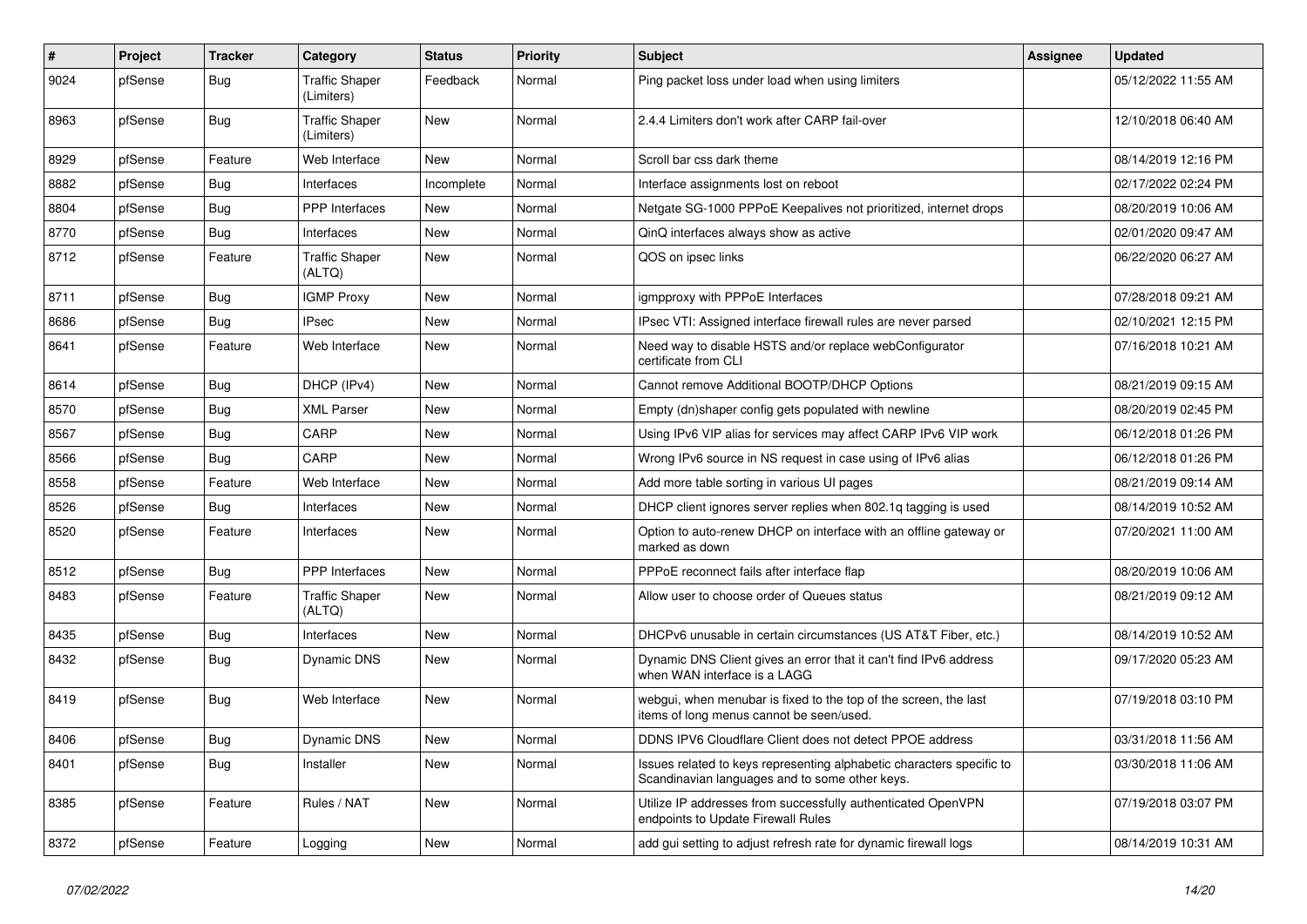| # | Project | Tracker | Category | Status | Priority | Subject | Assignee | Updated |
|---|---|---|---|---|---|---|---|---|
| 9024 | pfSense | Bug | Traffic Shaper (Limiters) | Feedback | Normal | Ping packet loss under load when using limiters | | 05/12/2022 11:55 AM |
| 8963 | pfSense | Bug | Traffic Shaper (Limiters) | New | Normal | 2.4.4 Limiters don't work after CARP fail-over | | 12/10/2018 06:40 AM |
| 8929 | pfSense | Feature | Web Interface | New | Normal | Scroll bar css dark theme | | 08/14/2019 12:16 PM |
| 8882 | pfSense | Bug | Interfaces | Incomplete | Normal | Interface assignments lost on reboot | | 02/17/2022 02:24 PM |
| 8804 | pfSense | Bug | PPP Interfaces | New | Normal | Netgate SG-1000 PPPoE Keepalives not prioritized, internet drops | | 08/20/2019 10:06 AM |
| 8770 | pfSense | Bug | Interfaces | New | Normal | QinQ interfaces always show as active | | 02/01/2020 09:47 AM |
| 8712 | pfSense | Feature | Traffic Shaper (ALTQ) | New | Normal | QOS on ipsec links | | 06/22/2020 06:27 AM |
| 8711 | pfSense | Bug | IGMP Proxy | New | Normal | igmpproxy with PPPoE Interfaces | | 07/28/2018 09:21 AM |
| 8686 | pfSense | Bug | IPsec | New | Normal | IPsec VTI: Assigned interface firewall rules are never parsed | | 02/10/2021 12:15 PM |
| 8641 | pfSense | Feature | Web Interface | New | Normal | Need way to disable HSTS and/or replace webConfigurator certificate from CLI | | 07/16/2018 10:21 AM |
| 8614 | pfSense | Bug | DHCP (IPv4) | New | Normal | Cannot remove Additional BOOTP/DHCP Options | | 08/21/2019 09:15 AM |
| 8570 | pfSense | Bug | XML Parser | New | Normal | Empty (dn)shaper config gets populated with newline | | 08/20/2019 02:45 PM |
| 8567 | pfSense | Bug | CARP | New | Normal | Using IPv6 VIP alias for services may affect CARP IPv6 VIP work | | 06/12/2018 01:26 PM |
| 8566 | pfSense | Bug | CARP | New | Normal | Wrong IPv6 source in NS request in case using of IPv6 alias | | 06/12/2018 01:26 PM |
| 8558 | pfSense | Feature | Web Interface | New | Normal | Add more table sorting in various UI pages | | 08/21/2019 09:14 AM |
| 8526 | pfSense | Bug | Interfaces | New | Normal | DHCP client ignores server replies when 802.1q tagging is used | | 08/14/2019 10:52 AM |
| 8520 | pfSense | Feature | Interfaces | New | Normal | Option to auto-renew DHCP on interface with an offline gateway or marked as down | | 07/20/2021 11:00 AM |
| 8512 | pfSense | Bug | PPP Interfaces | New | Normal | PPPoE reconnect fails after interface flap | | 08/20/2019 10:06 AM |
| 8483 | pfSense | Feature | Traffic Shaper (ALTQ) | New | Normal | Allow user to choose order of Queues status | | 08/21/2019 09:12 AM |
| 8435 | pfSense | Bug | Interfaces | New | Normal | DHCPv6 unusable in certain circumstances (US AT&T Fiber, etc.) | | 08/14/2019 10:52 AM |
| 8432 | pfSense | Bug | Dynamic DNS | New | Normal | Dynamic DNS Client gives an error that it can't find IPv6 address when WAN interface is a LAGG | | 09/17/2020 05:23 AM |
| 8419 | pfSense | Bug | Web Interface | New | Normal | webgui, when menubar is fixed to the top of the screen, the last items of long menus cannot be seen/used. | | 07/19/2018 03:10 PM |
| 8406 | pfSense | Bug | Dynamic DNS | New | Normal | DDNS IPV6 Cloudflare Client does not detect PPOE address | | 03/31/2018 11:56 AM |
| 8401 | pfSense | Bug | Installer | New | Normal | Issues related to keys representing alphabetic characters specific to Scandinavian languages and to some other keys. | | 03/30/2018 11:06 AM |
| 8385 | pfSense | Feature | Rules / NAT | New | Normal | Utilize IP addresses from successfully authenticated OpenVPN endpoints to Update Firewall Rules | | 07/19/2018 03:07 PM |
| 8372 | pfSense | Feature | Logging | New | Normal | add gui setting to adjust refresh rate for dynamic firewall logs | | 08/14/2019 10:31 AM |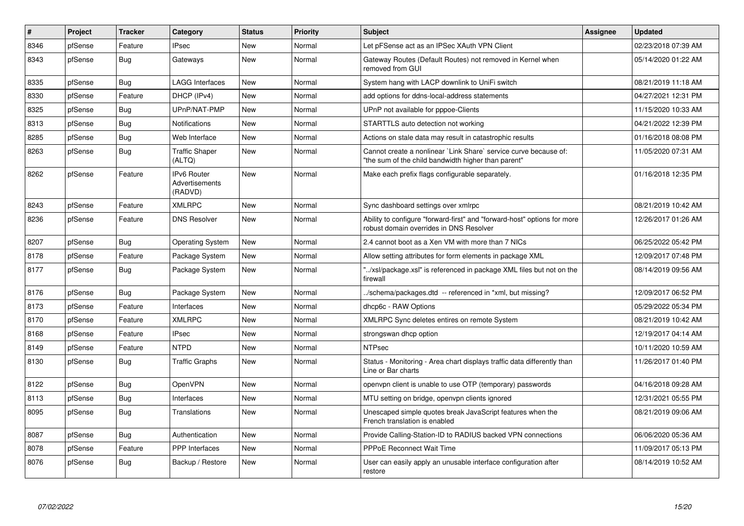| # | Project | Tracker | Category | Status | Priority | Subject | Assignee | Updated |
|---|---|---|---|---|---|---|---|---|
| 8346 | pfSense | Feature | IPsec | New | Normal | Let pFSense act as an IPSec XAuth VPN Client | | 02/23/2018 07:39 AM |
| 8343 | pfSense | Bug | Gateways | New | Normal | Gateway Routes (Default Routes) not removed in Kernel when removed from GUI | | 05/14/2020 01:22 AM |
| 8335 | pfSense | Bug | LAGG Interfaces | New | Normal | System hang with LACP downlink to UniFi switch | | 08/21/2019 11:18 AM |
| 8330 | pfSense | Feature | DHCP (IPv4) | New | Normal | add options for ddns-local-address statements | | 04/27/2021 12:31 PM |
| 8325 | pfSense | Bug | UPnP/NAT-PMP | New | Normal | UPnP not available for pppoe-Clients | | 11/15/2020 10:33 AM |
| 8313 | pfSense | Bug | Notifications | New | Normal | STARTTLS auto detection not working | | 04/21/2022 12:39 PM |
| 8285 | pfSense | Bug | Web Interface | New | Normal | Actions on stale data may result in catastrophic results | | 01/16/2018 08:08 PM |
| 8263 | pfSense | Bug | Traffic Shaper (ALTQ) | New | Normal | Cannot create a nonlinear `Link Share` service curve because of: "the sum of the child bandwidth higher than parent" | | 11/05/2020 07:31 AM |
| 8262 | pfSense | Feature | IPv6 Router Advertisements (RADVD) | New | Normal | Make each prefix flags configurable separately. | | 01/16/2018 12:35 PM |
| 8243 | pfSense | Feature | XMLRPC | New | Normal | Sync dashboard settings over xmlrpc | | 08/21/2019 10:42 AM |
| 8236 | pfSense | Feature | DNS Resolver | New | Normal | Ability to configure "forward-first" and "forward-host" options for more robust domain overrides in DNS Resolver | | 12/26/2017 01:26 AM |
| 8207 | pfSense | Bug | Operating System | New | Normal | 2.4 cannot boot as a Xen VM with more than 7 NICs | | 06/25/2022 05:42 PM |
| 8178 | pfSense | Feature | Package System | New | Normal | Allow setting attributes for form elements in package XML | | 12/09/2017 07:48 PM |
| 8177 | pfSense | Bug | Package System | New | Normal | "../xsl/package.xsl" is referenced in package XML files but not on the firewall | | 08/14/2019 09:56 AM |
| 8176 | pfSense | Bug | Package System | New | Normal | ../schema/packages.dtd -- referenced in *xml, but missing? | | 12/09/2017 06:52 PM |
| 8173 | pfSense | Feature | Interfaces | New | Normal | dhcp6c - RAW Options | | 05/29/2022 05:34 PM |
| 8170 | pfSense | Feature | XMLRPC | New | Normal | XMLRPC Sync deletes entires on remote System | | 08/21/2019 10:42 AM |
| 8168 | pfSense | Feature | IPsec | New | Normal | strongswan dhcp option | | 12/19/2017 04:14 AM |
| 8149 | pfSense | Feature | NTPD | New | Normal | NTPsec | | 10/11/2020 10:59 AM |
| 8130 | pfSense | Bug | Traffic Graphs | New | Normal | Status - Monitoring - Area chart displays traffic data differently than Line or Bar charts | | 11/26/2017 01:40 PM |
| 8122 | pfSense | Bug | OpenVPN | New | Normal | openvpn client is unable to use OTP (temporary) passwords | | 04/16/2018 09:28 AM |
| 8113 | pfSense | Bug | Interfaces | New | Normal | MTU setting on bridge, openvpn clients ignored | | 12/31/2021 05:55 PM |
| 8095 | pfSense | Bug | Translations | New | Normal | Unescaped simple quotes break JavaScript features when the French translation is enabled | | 08/21/2019 09:06 AM |
| 8087 | pfSense | Bug | Authentication | New | Normal | Provide Calling-Station-ID to RADIUS backed VPN connections | | 06/06/2020 05:36 AM |
| 8078 | pfSense | Feature | PPP Interfaces | New | Normal | PPPoE Reconnect Wait Time | | 11/09/2017 05:13 PM |
| 8076 | pfSense | Bug | Backup / Restore | New | Normal | User can easily apply an unusable interface configuration after restore | | 08/14/2019 10:52 AM |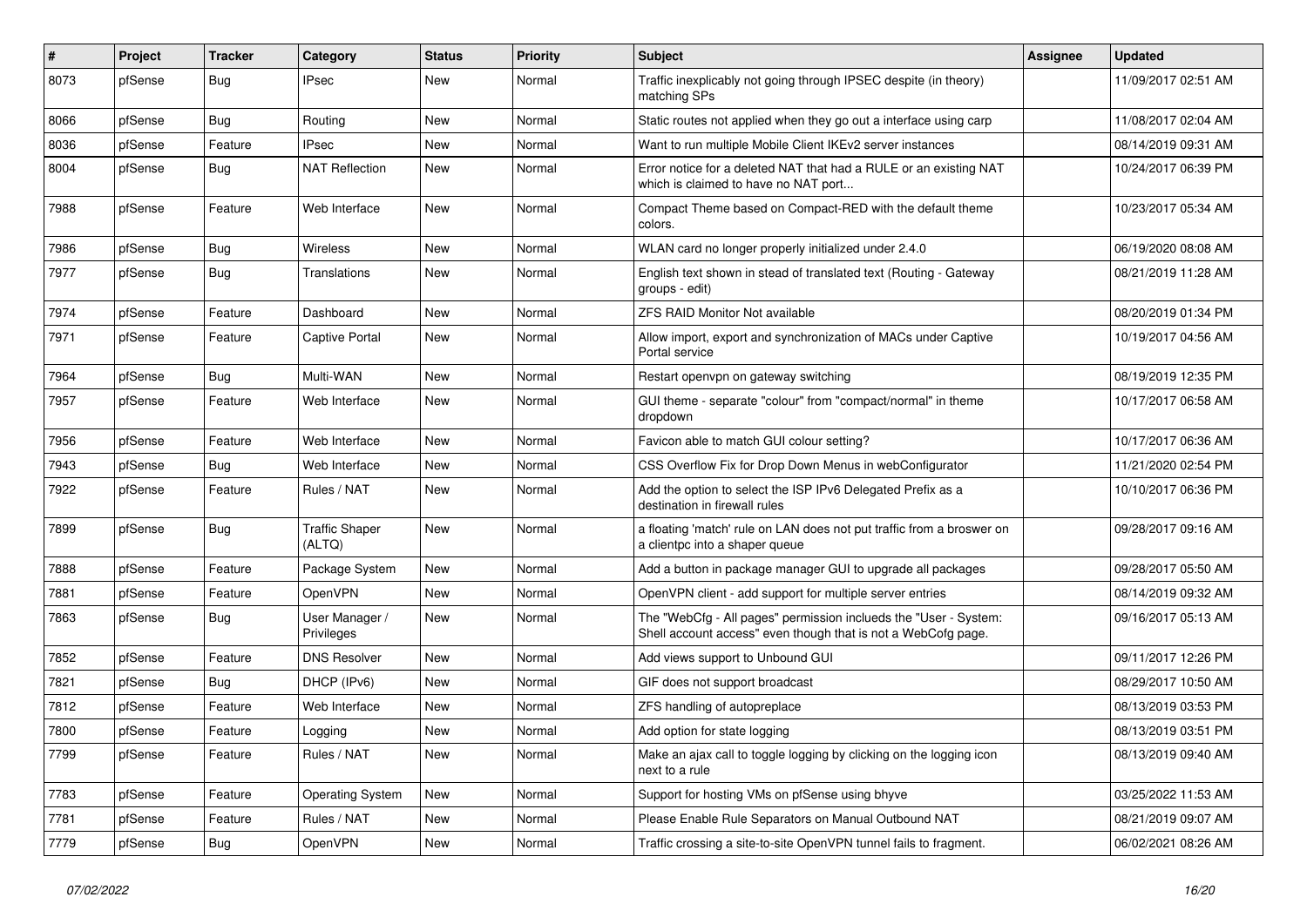| # | Project | Tracker | Category | Status | Priority | Subject | Assignee | Updated |
|---|---|---|---|---|---|---|---|---|
| 8073 | pfSense | Bug | IPsec | New | Normal | Traffic inexplicably not going through IPSEC despite (in theory) matching SPs | | 11/09/2017 02:51 AM |
| 8066 | pfSense | Bug | Routing | New | Normal | Static routes not applied when they go out a interface using carp | | 11/08/2017 02:04 AM |
| 8036 | pfSense | Feature | IPsec | New | Normal | Want to run multiple Mobile Client IKEv2 server instances | | 08/14/2019 09:31 AM |
| 8004 | pfSense | Bug | NAT Reflection | New | Normal | Error notice for a deleted NAT that had a RULE or an existing NAT which is claimed to have no NAT port... | | 10/24/2017 06:39 PM |
| 7988 | pfSense | Feature | Web Interface | New | Normal | Compact Theme based on Compact-RED with the default theme colors. | | 10/23/2017 05:34 AM |
| 7986 | pfSense | Bug | Wireless | New | Normal | WLAN card no longer properly initialized under 2.4.0 | | 06/19/2020 08:08 AM |
| 7977 | pfSense | Bug | Translations | New | Normal | English text shown in stead of translated text (Routing - Gateway groups - edit) | | 08/21/2019 11:28 AM |
| 7974 | pfSense | Feature | Dashboard | New | Normal | ZFS RAID Monitor Not available | | 08/20/2019 01:34 PM |
| 7971 | pfSense | Feature | Captive Portal | New | Normal | Allow import, export and synchronization of MACs under Captive Portal service | | 10/19/2017 04:56 AM |
| 7964 | pfSense | Bug | Multi-WAN | New | Normal | Restart openvpn on gateway switching | | 08/19/2019 12:35 PM |
| 7957 | pfSense | Feature | Web Interface | New | Normal | GUI theme - separate "colour" from "compact/normal" in theme dropdown | | 10/17/2017 06:58 AM |
| 7956 | pfSense | Feature | Web Interface | New | Normal | Favicon able to match GUI colour setting? | | 10/17/2017 06:36 AM |
| 7943 | pfSense | Bug | Web Interface | New | Normal | CSS Overflow Fix for Drop Down Menus in webConfigurator | | 11/21/2020 02:54 PM |
| 7922 | pfSense | Feature | Rules / NAT | New | Normal | Add the option to select the ISP IPv6 Delegated Prefix as a destination in firewall rules | | 10/10/2017 06:36 PM |
| 7899 | pfSense | Bug | Traffic Shaper (ALTQ) | New | Normal | a floating 'match' rule on LAN does not put traffic from a broswer on a clientpc into a shaper queue | | 09/28/2017 09:16 AM |
| 7888 | pfSense | Feature | Package System | New | Normal | Add a button in package manager GUI to upgrade all packages | | 09/28/2017 05:50 AM |
| 7881 | pfSense | Feature | OpenVPN | New | Normal | OpenVPN client - add support for multiple server entries | | 08/14/2019 09:32 AM |
| 7863 | pfSense | Bug | User Manager / Privileges | New | Normal | The "WebCfg - All pages" permission inclueds the "User - System: Shell account access" even though that is not a WebCofg page. | | 09/16/2017 05:13 AM |
| 7852 | pfSense | Feature | DNS Resolver | New | Normal | Add views support to Unbound GUI | | 09/11/2017 12:26 PM |
| 7821 | pfSense | Bug | DHCP (IPv6) | New | Normal | GIF does not support broadcast | | 08/29/2017 10:50 AM |
| 7812 | pfSense | Feature | Web Interface | New | Normal | ZFS handling of autopreplace | | 08/13/2019 03:53 PM |
| 7800 | pfSense | Feature | Logging | New | Normal | Add option for state logging | | 08/13/2019 03:51 PM |
| 7799 | pfSense | Feature | Rules / NAT | New | Normal | Make an ajax call to toggle logging by clicking on the logging icon next to a rule | | 08/13/2019 09:40 AM |
| 7783 | pfSense | Feature | Operating System | New | Normal | Support for hosting VMs on pfSense using bhyve | | 03/25/2022 11:53 AM |
| 7781 | pfSense | Feature | Rules / NAT | New | Normal | Please Enable Rule Separators on Manual Outbound NAT | | 08/21/2019 09:07 AM |
| 7779 | pfSense | Bug | OpenVPN | New | Normal | Traffic crossing a site-to-site OpenVPN tunnel fails to fragment. | | 06/02/2021 08:26 AM |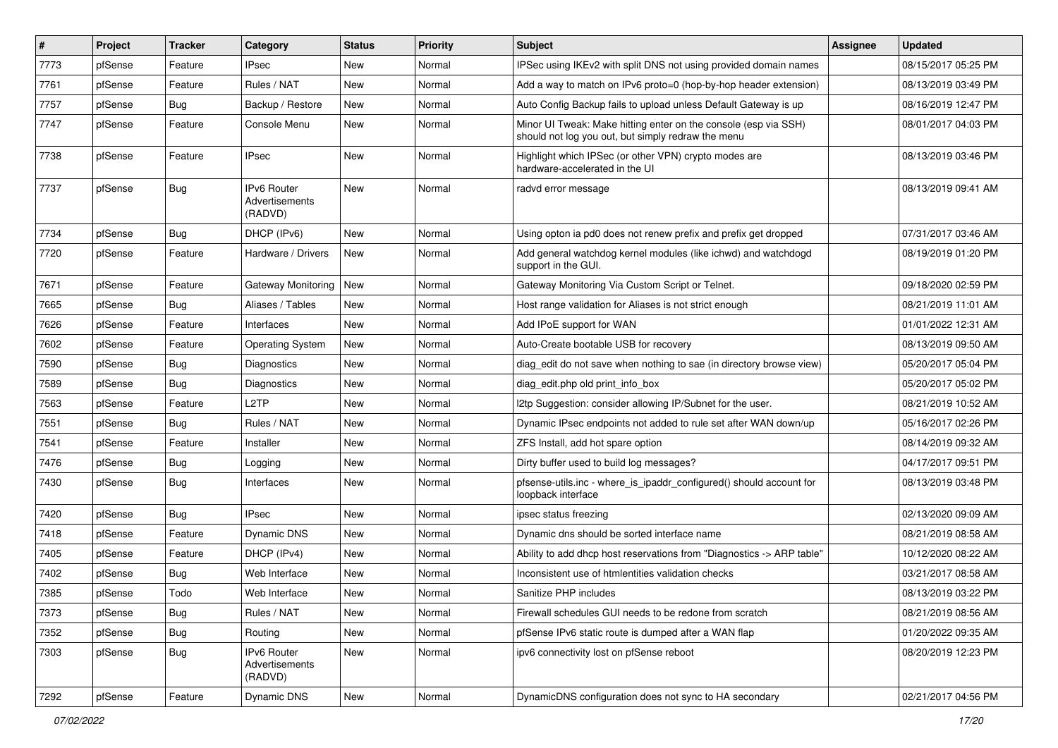| # | Project | Tracker | Category | Status | Priority | Subject | Assignee | Updated |
|---|---|---|---|---|---|---|---|---|
| 7773 | pfSense | Feature | IPsec | New | Normal | IPSec using IKEv2 with split DNS not using provided domain names | | 08/15/2017 05:25 PM |
| 7761 | pfSense | Feature | Rules / NAT | New | Normal | Add a way to match on IPv6 proto=0 (hop-by-hop header extension) | | 08/13/2019 03:49 PM |
| 7757 | pfSense | Bug | Backup / Restore | New | Normal | Auto Config Backup fails to upload unless Default Gateway is up | | 08/16/2019 12:47 PM |
| 7747 | pfSense | Feature | Console Menu | New | Normal | Minor UI Tweak: Make hitting enter on the console (esp via SSH) should not log you out, but simply redraw the menu | | 08/01/2017 04:03 PM |
| 7738 | pfSense | Feature | IPsec | New | Normal | Highlight which IPSec (or other VPN) crypto modes are hardware-accelerated in the UI | | 08/13/2019 03:46 PM |
| 7737 | pfSense | Bug | IPv6 Router Advertisements (RADVD) | New | Normal | radvd error message | | 08/13/2019 09:41 AM |
| 7734 | pfSense | Bug | DHCP (IPv6) | New | Normal | Using opton ia pd0 does not renew prefix and prefix get dropped | | 07/31/2017 03:46 AM |
| 7720 | pfSense | Feature | Hardware / Drivers | New | Normal | Add general watchdog kernel modules (like ichwd) and watchdogd support in the GUI. | | 08/19/2019 01:20 PM |
| 7671 | pfSense | Feature | Gateway Monitoring | New | Normal | Gateway Monitoring Via Custom Script or Telnet. | | 09/18/2020 02:59 PM |
| 7665 | pfSense | Bug | Aliases / Tables | New | Normal | Host range validation for Aliases is not strict enough | | 08/21/2019 11:01 AM |
| 7626 | pfSense | Feature | Interfaces | New | Normal | Add IPoE support for WAN | | 01/01/2022 12:31 AM |
| 7602 | pfSense | Feature | Operating System | New | Normal | Auto-Create bootable USB for recovery | | 08/13/2019 09:50 AM |
| 7590 | pfSense | Bug | Diagnostics | New | Normal | diag_edit do not save when nothing to sae (in directory browse view) | | 05/20/2017 05:04 PM |
| 7589 | pfSense | Bug | Diagnostics | New | Normal | diag_edit.php old print_info_box | | 05/20/2017 05:02 PM |
| 7563 | pfSense | Feature | L2TP | New | Normal | l2tp Suggestion: consider allowing IP/Subnet for the user. | | 08/21/2019 10:52 AM |
| 7551 | pfSense | Bug | Rules / NAT | New | Normal | Dynamic IPsec endpoints not added to rule set after WAN down/up | | 05/16/2017 02:26 PM |
| 7541 | pfSense | Feature | Installer | New | Normal | ZFS Install, add hot spare option | | 08/14/2019 09:32 AM |
| 7476 | pfSense | Bug | Logging | New | Normal | Dirty buffer used to build log messages? | | 04/17/2017 09:51 PM |
| 7430 | pfSense | Bug | Interfaces | New | Normal | pfsense-utils.inc - where_is_ipaddr_configured() should account for loopback interface | | 08/13/2019 03:48 PM |
| 7420 | pfSense | Bug | IPsec | New | Normal | ipsec status freezing | | 02/13/2020 09:09 AM |
| 7418 | pfSense | Feature | Dynamic DNS | New | Normal | Dynamic dns should be sorted interface name | | 08/21/2019 08:58 AM |
| 7405 | pfSense | Feature | DHCP (IPv4) | New | Normal | Ability to add dhcp host reservations from "Diagnostics -> ARP table" | | 10/12/2020 08:22 AM |
| 7402 | pfSense | Bug | Web Interface | New | Normal | Inconsistent use of htmlentities validation checks | | 03/21/2017 08:58 AM |
| 7385 | pfSense | Todo | Web Interface | New | Normal | Sanitize PHP includes | | 08/13/2019 03:22 PM |
| 7373 | pfSense | Bug | Rules / NAT | New | Normal | Firewall schedules GUI needs to be redone from scratch | | 08/21/2019 08:56 AM |
| 7352 | pfSense | Bug | Routing | New | Normal | pfSense IPv6 static route is dumped after a WAN flap | | 01/20/2022 09:35 AM |
| 7303 | pfSense | Bug | IPv6 Router Advertisements (RADVD) | New | Normal | ipv6 connectivity lost on pfSense reboot | | 08/20/2019 12:23 PM |
| 7292 | pfSense | Feature | Dynamic DNS | New | Normal | DynamicDNS configuration does not sync to HA secondary | | 02/21/2017 04:56 PM |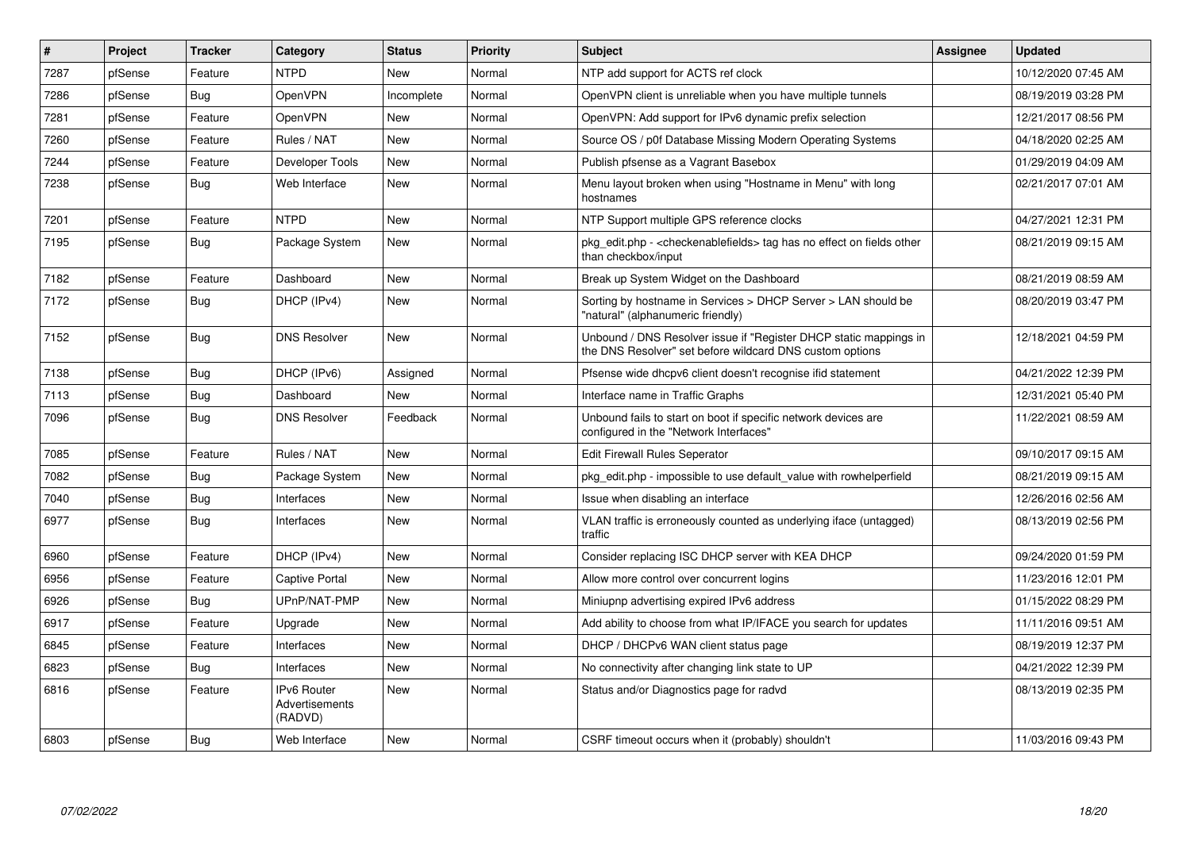| # | Project | Tracker | Category | Status | Priority | Subject | Assignee | Updated |
|---|---|---|---|---|---|---|---|---|
| 7287 | pfSense | Feature | NTPD | New | Normal | NTP add support for ACTS ref clock | | 10/12/2020 07:45 AM |
| 7286 | pfSense | Bug | OpenVPN | Incomplete | Normal | OpenVPN client is unreliable when you have multiple tunnels | | 08/19/2019 03:28 PM |
| 7281 | pfSense | Feature | OpenVPN | New | Normal | OpenVPN: Add support for IPv6 dynamic prefix selection | | 12/21/2017 08:56 PM |
| 7260 | pfSense | Feature | Rules / NAT | New | Normal | Source OS / p0f Database Missing Modern Operating Systems | | 04/18/2020 02:25 AM |
| 7244 | pfSense | Feature | Developer Tools | New | Normal | Publish pfsense as a Vagrant Basebox | | 01/29/2019 04:09 AM |
| 7238 | pfSense | Bug | Web Interface | New | Normal | Menu layout broken when using "Hostname in Menu" with long hostnames | | 02/21/2017 07:01 AM |
| 7201 | pfSense | Feature | NTPD | New | Normal | NTP Support multiple GPS reference clocks | | 04/27/2021 12:31 PM |
| 7195 | pfSense | Bug | Package System | New | Normal | pkg_edit.php - <checkenablefields> tag has no effect on fields other than checkbox/input | | 08/21/2019 09:15 AM |
| 7182 | pfSense | Feature | Dashboard | New | Normal | Break up System Widget on the Dashboard | | 08/21/2019 08:59 AM |
| 7172 | pfSense | Bug | DHCP (IPv4) | New | Normal | Sorting by hostname in Services > DHCP Server > LAN should be "natural" (alphanumeric friendly) | | 08/20/2019 03:47 PM |
| 7152 | pfSense | Bug | DNS Resolver | New | Normal | Unbound / DNS Resolver issue if "Register DHCP static mappings in the DNS Resolver" set before wildcard DNS custom options | | 12/18/2021 04:59 PM |
| 7138 | pfSense | Bug | DHCP (IPv6) | Assigned | Normal | Pfsense wide dhcpv6 client doesn't recognise ifid statement | | 04/21/2022 12:39 PM |
| 7113 | pfSense | Bug | Dashboard | New | Normal | Interface name in Traffic Graphs | | 12/31/2021 05:40 PM |
| 7096 | pfSense | Bug | DNS Resolver | Feedback | Normal | Unbound fails to start on boot if specific network devices are configured in the "Network Interfaces" | | 11/22/2021 08:59 AM |
| 7085 | pfSense | Feature | Rules / NAT | New | Normal | Edit Firewall Rules Seperator | | 09/10/2017 09:15 AM |
| 7082 | pfSense | Bug | Package System | New | Normal | pkg_edit.php - impossible to use default_value with rowhelperfield | | 08/21/2019 09:15 AM |
| 7040 | pfSense | Bug | Interfaces | New | Normal | Issue when disabling an interface | | 12/26/2016 02:56 AM |
| 6977 | pfSense | Bug | Interfaces | New | Normal | VLAN traffic is erroneously counted as underlying iface (untagged) traffic | | 08/13/2019 02:56 PM |
| 6960 | pfSense | Feature | DHCP (IPv4) | New | Normal | Consider replacing ISC DHCP server with KEA DHCP | | 09/24/2020 01:59 PM |
| 6956 | pfSense | Feature | Captive Portal | New | Normal | Allow more control over concurrent logins | | 11/23/2016 12:01 PM |
| 6926 | pfSense | Bug | UPnP/NAT-PMP | New | Normal | Miniupnp advertising expired IPv6 address | | 01/15/2022 08:29 PM |
| 6917 | pfSense | Feature | Upgrade | New | Normal | Add ability to choose from what IP/IFACE you search for updates | | 11/11/2016 09:51 AM |
| 6845 | pfSense | Feature | Interfaces | New | Normal | DHCP / DHCPv6 WAN client status page | | 08/19/2019 12:37 PM |
| 6823 | pfSense | Bug | Interfaces | New | Normal | No connectivity after changing link state to UP | | 04/21/2022 12:39 PM |
| 6816 | pfSense | Feature | IPv6 Router Advertisements (RADVD) | New | Normal | Status and/or Diagnostics page for radvd | | 08/13/2019 02:35 PM |
| 6803 | pfSense | Bug | Web Interface | New | Normal | CSRF timeout occurs when it (probably) shouldn't | | 11/03/2016 09:43 PM |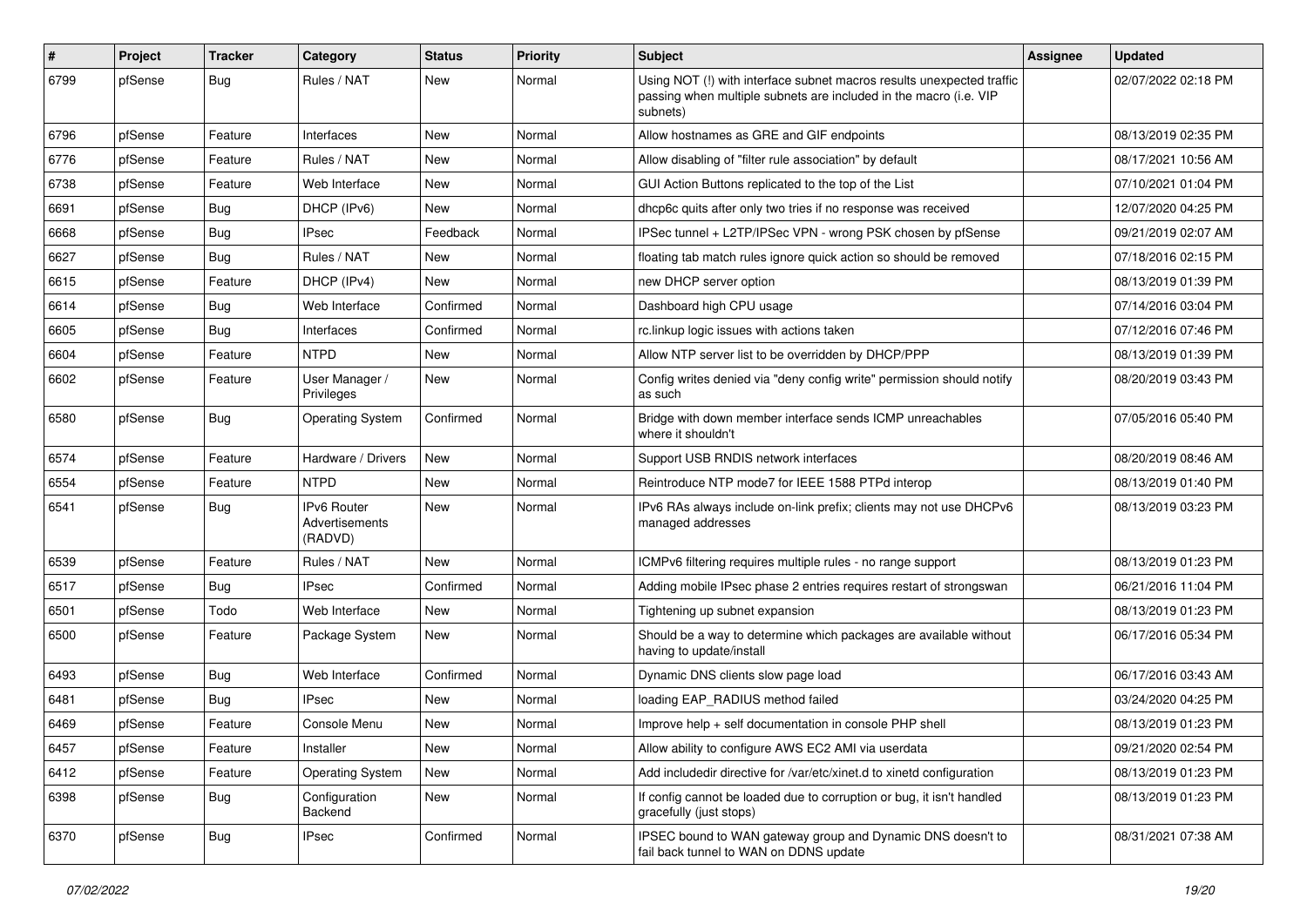| # | Project | Tracker | Category | Status | Priority | Subject | Assignee | Updated |
|---|---|---|---|---|---|---|---|---|
| 6799 | pfSense | Bug | Rules / NAT | New | Normal | Using NOT (!) with interface subnet macros results unexpected traffic passing when multiple subnets are included in the macro (i.e. VIP subnets) | | 02/07/2022 02:18 PM |
| 6796 | pfSense | Feature | Interfaces | New | Normal | Allow hostnames as GRE and GIF endpoints | | 08/13/2019 02:35 PM |
| 6776 | pfSense | Feature | Rules / NAT | New | Normal | Allow disabling of "filter rule association" by default | | 08/17/2021 10:56 AM |
| 6738 | pfSense | Feature | Web Interface | New | Normal | GUI Action Buttons replicated to the top of the List | | 07/10/2021 01:04 PM |
| 6691 | pfSense | Bug | DHCP (IPv6) | New | Normal | dhcp6c quits after only two tries if no response was received | | 12/07/2020 04:25 PM |
| 6668 | pfSense | Bug | IPsec | Feedback | Normal | IPSec tunnel + L2TP/IPSec VPN - wrong PSK chosen by pfSense | | 09/21/2019 02:07 AM |
| 6627 | pfSense | Bug | Rules / NAT | New | Normal | floating tab match rules ignore quick action so should be removed | | 07/18/2016 02:15 PM |
| 6615 | pfSense | Feature | DHCP (IPv4) | New | Normal | new DHCP server option | | 08/13/2019 01:39 PM |
| 6614 | pfSense | Bug | Web Interface | Confirmed | Normal | Dashboard high CPU usage | | 07/14/2016 03:04 PM |
| 6605 | pfSense | Bug | Interfaces | Confirmed | Normal | rc.linkup logic issues with actions taken | | 07/12/2016 07:46 PM |
| 6604 | pfSense | Feature | NTPD | New | Normal | Allow NTP server list to be overridden by DHCP/PPP | | 08/13/2019 01:39 PM |
| 6602 | pfSense | Feature | User Manager / Privileges | New | Normal | Config writes denied via "deny config write" permission should notify as such | | 08/20/2019 03:43 PM |
| 6580 | pfSense | Bug | Operating System | Confirmed | Normal | Bridge with down member interface sends ICMP unreachables where it shouldn't | | 07/05/2016 05:40 PM |
| 6574 | pfSense | Feature | Hardware / Drivers | New | Normal | Support USB RNDIS network interfaces | | 08/20/2019 08:46 AM |
| 6554 | pfSense | Feature | NTPD | New | Normal | Reintroduce NTP mode7 for IEEE 1588 PTPd interop | | 08/13/2019 01:40 PM |
| 6541 | pfSense | Bug | IPv6 Router Advertisements (RADVD) | New | Normal | IPv6 RAs always include on-link prefix; clients may not use DHCPv6 managed addresses | | 08/13/2019 03:23 PM |
| 6539 | pfSense | Feature | Rules / NAT | New | Normal | ICMPv6 filtering requires multiple rules - no range support | | 08/13/2019 01:23 PM |
| 6517 | pfSense | Bug | IPsec | Confirmed | Normal | Adding mobile IPsec phase 2 entries requires restart of strongswan | | 06/21/2016 11:04 PM |
| 6501 | pfSense | Todo | Web Interface | New | Normal | Tightening up subnet expansion | | 08/13/2019 01:23 PM |
| 6500 | pfSense | Feature | Package System | New | Normal | Should be a way to determine which packages are available without having to update/install | | 06/17/2016 05:34 PM |
| 6493 | pfSense | Bug | Web Interface | Confirmed | Normal | Dynamic DNS clients slow page load | | 06/17/2016 03:43 AM |
| 6481 | pfSense | Bug | IPsec | New | Normal | loading EAP_RADIUS method failed | | 03/24/2020 04:25 PM |
| 6469 | pfSense | Feature | Console Menu | New | Normal | Improve help + self documentation in console PHP shell | | 08/13/2019 01:23 PM |
| 6457 | pfSense | Feature | Installer | New | Normal | Allow ability to configure AWS EC2 AMI via userdata | | 09/21/2020 02:54 PM |
| 6412 | pfSense | Feature | Operating System | New | Normal | Add includedir directive for /var/etc/xinet.d to xinetd configuration | | 08/13/2019 01:23 PM |
| 6398 | pfSense | Bug | Configuration Backend | New | Normal | If config cannot be loaded due to corruption or bug, it isn't handled gracefully (just stops) | | 08/13/2019 01:23 PM |
| 6370 | pfSense | Bug | IPsec | Confirmed | Normal | IPSEC bound to WAN gateway group and Dynamic DNS doesn't to fail back tunnel to WAN on DDNS update | | 08/31/2021 07:38 AM |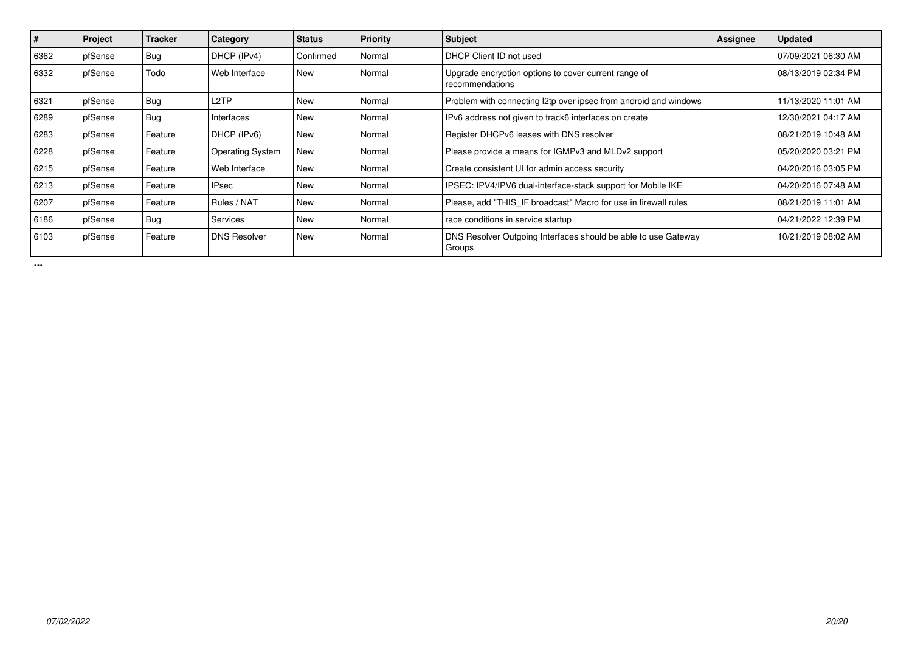| # | Project | Tracker | Category | Status | Priority | Subject | Assignee | Updated |
|---|---|---|---|---|---|---|---|---|
| 6362 | pfSense | Bug | DHCP (IPv4) | Confirmed | Normal | DHCP Client ID not used | | 07/09/2021 06:30 AM |
| 6332 | pfSense | Todo | Web Interface | New | Normal | Upgrade encryption options to cover current range of recommendations | | 08/13/2019 02:34 PM |
| 6321 | pfSense | Bug | L2TP | New | Normal | Problem with connecting l2tp over ipsec from android and windows | | 11/13/2020 11:01 AM |
| 6289 | pfSense | Bug | Interfaces | New | Normal | IPv6 address not given to track6 interfaces on create | | 12/30/2021 04:17 AM |
| 6283 | pfSense | Feature | DHCP (IPv6) | New | Normal | Register DHCPv6 leases with DNS resolver | | 08/21/2019 10:48 AM |
| 6228 | pfSense | Feature | Operating System | New | Normal | Please provide a means for IGMPv3 and MLDv2 support | | 05/20/2020 03:21 PM |
| 6215 | pfSense | Feature | Web Interface | New | Normal | Create consistent UI for admin access security | | 04/20/2016 03:05 PM |
| 6213 | pfSense | Feature | IPsec | New | Normal | IPSEC: IPV4/IPV6 dual-interface-stack support for Mobile IKE | | 04/20/2016 07:48 AM |
| 6207 | pfSense | Feature | Rules / NAT | New | Normal | Please, add "THIS_IF broadcast" Macro for use in firewall rules | | 08/21/2019 11:01 AM |
| 6186 | pfSense | Bug | Services | New | Normal | race conditions in service startup | | 04/21/2022 12:39 PM |
| 6103 | pfSense | Feature | DNS Resolver | New | Normal | DNS Resolver Outgoing Interfaces should be able to use Gateway Groups | | 10/21/2019 08:02 AM |

...